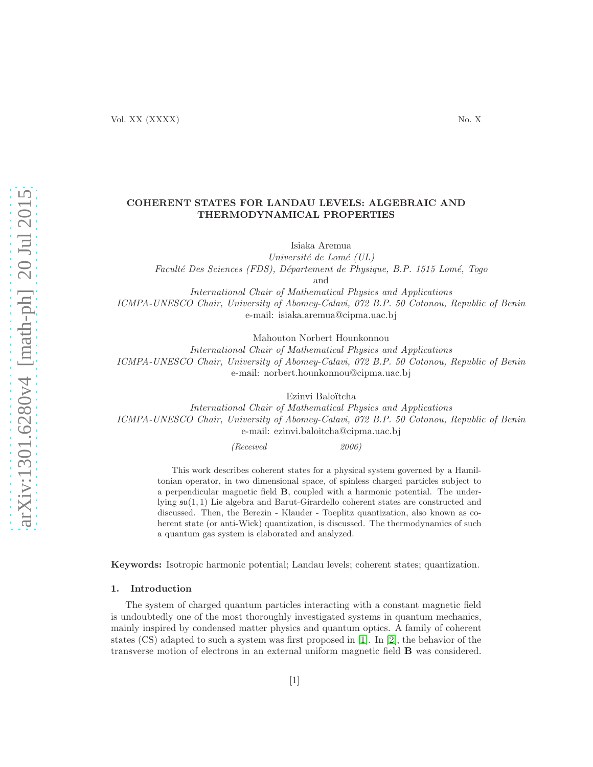# COHERENT STATES FOR LANDAU LEVELS: ALGEBRAIC AND THERMODYNAMICAL PROPERTIES

Isiaka Aremua
*Université de Lomé (UL)*
*Faculté Des Sciences (FDS), Département de Physique, B.P. 1515 Lomé, Togo*
and
*International Chair of Mathematical Physics and Applications*
*ICMPA-UNESCO Chair, University of Abomey-Calavi, 072 B.P. 50 Cotonou, Republic of Benin*
e-mail: isiaka.aremua@cipma.uac.bj

Mahouton Norbert Hounkonnou
*International Chair of Mathematical Physics and Applications*
*ICMPA-UNESCO Chair, University of Abomey-Calavi, 072 B.P. 50 Cotonou, Republic of Benin*
e-mail: norbert.hounkonnou@cipma.uac.bj

Ezinvi Baloïtcha
*International Chair of Mathematical Physics and Applications*
*ICMPA-UNESCO Chair, University of Abomey-Calavi, 072 B.P. 50 Cotonou, Republic of Benin*
e-mail: ezinvi.baloitcha@cipma.uac.bj

*(Received 2006)*

This work describes coherent states for a physical system governed by a Hamiltonian operator, in two dimensional space, of spinless charged particles subject to a perpendicular magnetic field $\mathbf{B}$, coupled with a harmonic potential. The underlying $\mathfrak{su}(1,1)$ Lie algebra and Barut-Girardello coherent states are constructed and discussed. Then, the Berezin - Klauder - Toeplitz quantization, also known as coherent state (or anti-Wick) quantization, is discussed. The thermodynamics of such a quantum gas system is elaborated and analyzed.

**Keywords:** Isotropic harmonic potential; Landau levels; coherent states; quantization.

## 1. Introduction

The system of charged quantum particles interacting with a constant magnetic field is undoubtedly one of the most thoroughly investigated systems in quantum mechanics, mainly inspired by condensed matter physics and quantum optics. A family of coherent states (CS) adapted to such a system was first proposed in [1]. In [2], the behavior of the transverse motion of electrons in an external uniform magnetic field $\mathbf{B}$ was considered.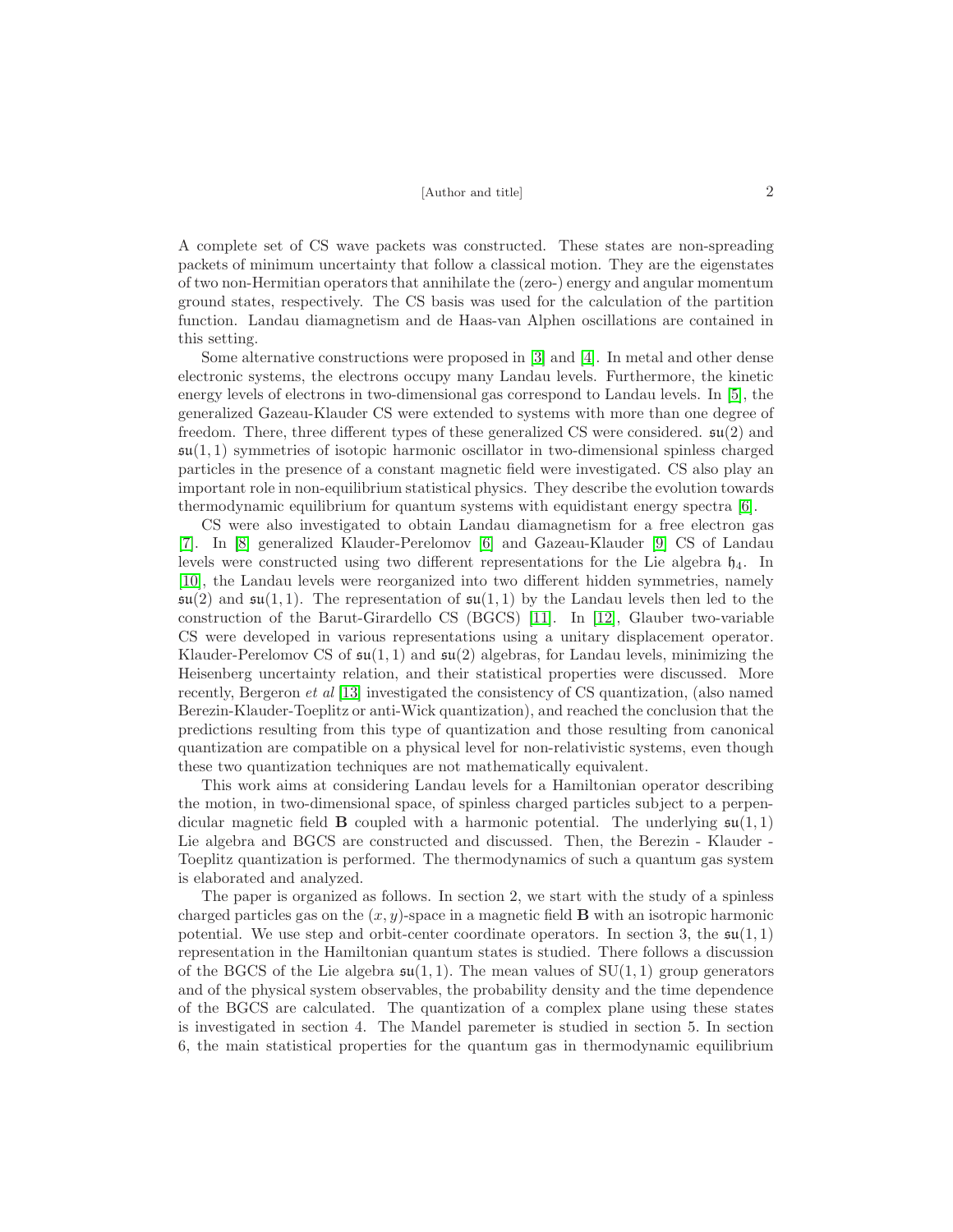A complete set of CS wave packets was constructed. These states are non-spreading packets of minimum uncertainty that follow a classical motion. They are the eigenstates of two non-Hermitian operators that annihilate the (zero-) energy and angular momentum ground states, respectively. The CS basis was used for the calculation of the partition function. Landau diamagnetism and de Haas-van Alphen oscillations are contained in this setting.

Some alternative constructions were proposed in [3] and [4]. In metal and other dense electronic systems, the electrons occupy many Landau levels. Furthermore, the kinetic energy levels of electrons in two-dimensional gas correspond to Landau levels. In [5], the generalized Gazeau-Klauder CS were extended to systems with more than one degree of freedom. There, three different types of these generalized CS were considered. $\mathfrak{su}(2)$ and $\mathfrak{su}(1,1)$ symmetries of isotopic harmonic oscillator in two-dimensional spinless charged particles in the presence of a constant magnetic field were investigated. CS also play an important role in non-equilibrium statistical physics. They describe the evolution towards thermodynamic equilibrium for quantum systems with equidistant energy spectra [6].

CS were also investigated to obtain Landau diamagnetism for a free electron gas [7]. In [8] generalized Klauder-Perelomov [6] and Gazeau-Klauder [9] CS of Landau levels were constructed using two different representations for the Lie algebra $\mathfrak{h}_4$. In [10], the Landau levels were reorganized into two different hidden symmetries, namely $\mathfrak{su}(2)$ and $\mathfrak{su}(1,1)$. The representation of $\mathfrak{su}(1,1)$ by the Landau levels then led to the construction of the Barut-Girardello CS (BGCS) [11]. In [12], Glauber two-variable CS were developed in various representations using a unitary displacement operator. Klauder-Perelomov CS of $\mathfrak{su}(1,1)$ and $\mathfrak{su}(2)$ algebras, for Landau levels, minimizing the Heisenberg uncertainty relation, and their statistical properties were discussed. More recently, Bergeron *et al* [13] investigated the consistency of CS quantization, (also named Berezin-Klauder-Toeplitz or anti-Wick quantization), and reached the conclusion that the predictions resulting from this type of quantization and those resulting from canonical quantization are compatible on a physical level for non-relativistic systems, even though these two quantization techniques are not mathematically equivalent.

This work aims at considering Landau levels for a Hamiltonian operator describing the motion, in two-dimensional space, of spinless charged particles subject to a perpendicular magnetic field $\mathbf{B}$ coupled with a harmonic potential. The underlying $\mathfrak{su}(1,1)$ Lie algebra and BGCS are constructed and discussed. Then, the Berezin - Klauder - Toeplitz quantization is performed. The thermodynamics of such a quantum gas system is elaborated and analyzed.

The paper is organized as follows. In section 2, we start with the study of a spinless charged particles gas on the $(x, y)$-space in a magnetic field $\mathbf{B}$ with an isotropic harmonic potential. We use step and orbit-center coordinate operators. In section 3, the $\mathfrak{su}(1,1)$ representation in the Hamiltonian quantum states is studied. There follows a discussion of the BGCS of the Lie algebra $\mathfrak{su}(1,1)$. The mean values of $\mathrm{SU}(1,1)$ group generators and of the physical system observables, the probability density and the time dependence of the BGCS are calculated. The quantization of a complex plane using these states is investigated in section 4. The Mandel paremeter is studied in section 5. In section 6, the main statistical properties for the quantum gas in thermodynamic equilibrium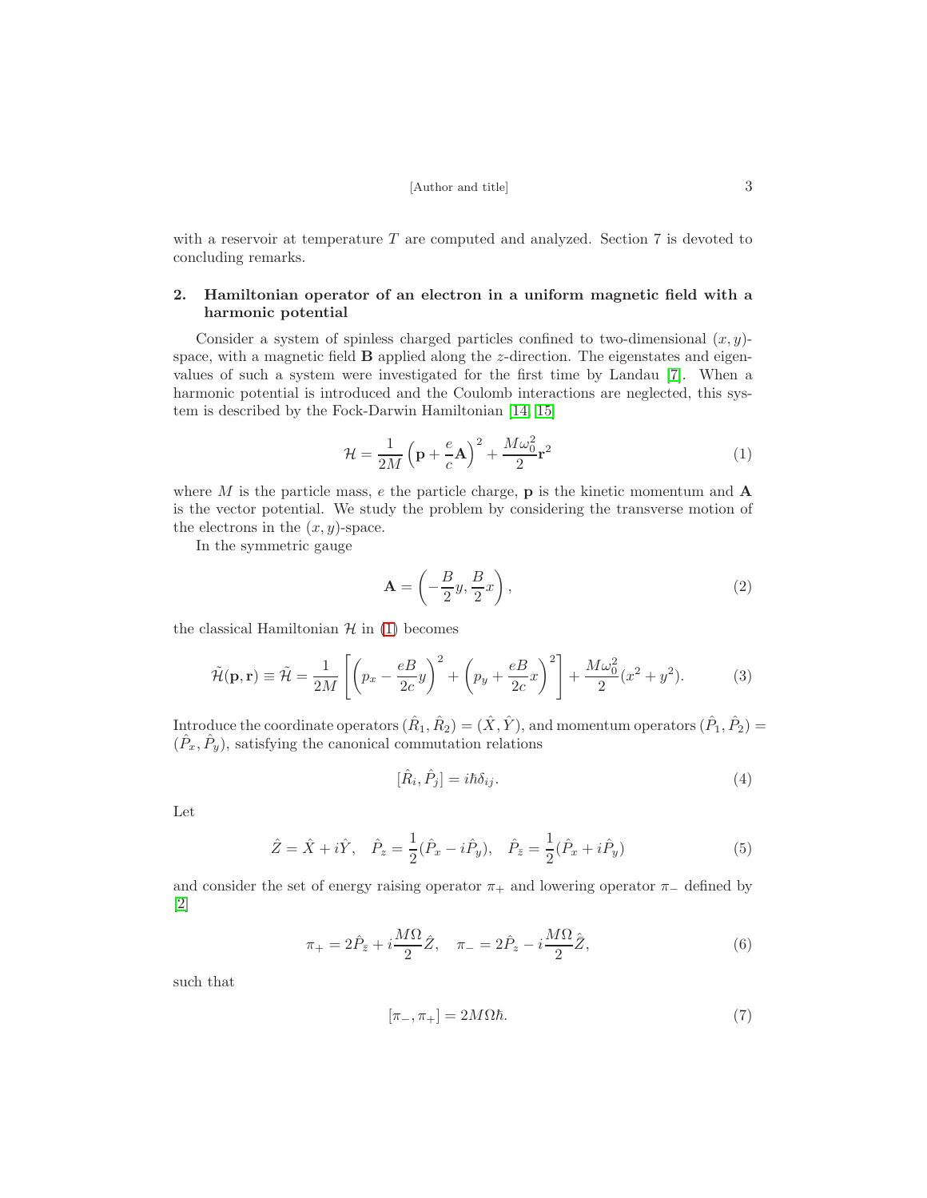with a reservoir at temperature $T$ are computed and analyzed. Section 7 is devoted to concluding remarks.

## 2. Hamiltonian operator of an electron in a uniform magnetic field with a harmonic potential

Consider a system of spinless charged particles confined to two-dimensional $(x, y)$-space, with a magnetic field $\mathbf{B}$ applied along the $z$-direction. The eigenstates and eigenvalues of such a system were investigated for the first time by Landau [7]. When a harmonic potential is introduced and the Coulomb interactions are neglected, this system is described by the Fock-Darwin Hamiltonian [14, 15]

$$\mathcal{H} = \frac{1}{2M}\left(\mathbf{p} + \frac{e}{c}\mathbf{A}\right)^2 + \frac{M\omega_0^2}{2}\mathbf{r}^2 \tag{1}$$

where $M$ is the particle mass, $e$ the particle charge, $\mathbf{p}$ is the kinetic momentum and $\mathbf{A}$ is the vector potential. We study the problem by considering the transverse motion of the electrons in the $(x, y)$-space.

In the symmetric gauge

$$\mathbf{A} = \left(-\frac{B}{2}y, \frac{B}{2}x\right), \tag{2}$$

the classical Hamiltonian $\mathcal{H}$ in (1) becomes

$$\tilde{\mathcal{H}}(\mathbf{p}, \mathbf{r}) \equiv \tilde{\mathcal{H}} = \frac{1}{2M}\left[\left(p_x - \frac{eB}{2c}y\right)^2 + \left(p_y + \frac{eB}{2c}x\right)^2\right] + \frac{M\omega_0^2}{2}(x^2 + y^2). \tag{3}$$

Introduce the coordinate operators $(\hat{R}_1, \hat{R}_2) = (\hat{X}, \hat{Y})$, and momentum operators $(\hat{P}_1, \hat{P}_2) = (\hat{P}_x, \hat{P}_y)$, satisfying the canonical commutation relations

$$[\hat{R}_i, \hat{P}_j] = i\hbar\delta_{ij}. \tag{4}$$

Let

$$\hat{Z} = \hat{X} + i\hat{Y}, \quad \hat{P}_z = \frac{1}{2}(\hat{P}_x - i\hat{P}_y), \quad \hat{P}_{\bar{z}} = \frac{1}{2}(\hat{P}_x + i\hat{P}_y) \tag{5}$$

and consider the set of energy raising operator $\pi_+$ and lowering operator $\pi_-$ defined by [2]

$$\pi_+ = 2\hat{P}_{\bar{z}} + i\frac{M\Omega}{2}\hat{Z}, \quad \pi_- = 2\hat{P}_z - i\frac{M\Omega}{2}\hat{\bar{Z}}, \tag{6}$$

such that

$$[\pi_-, \pi_+] = 2M\Omega\hbar. \tag{7}$$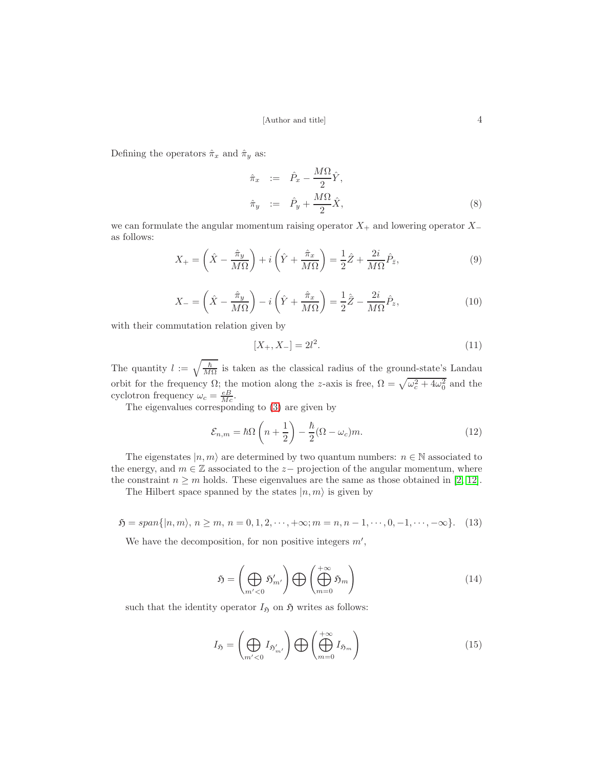Defining the operators $\hat{\pi}_x$ and $\hat{\pi}_y$ as:

$$
\begin{aligned}
\hat{\pi}_x &:= \hat{P}_x - \frac{M\Omega}{2}\hat{Y}, \\
\hat{\pi}_y &:= \hat{P}_y + \frac{M\Omega}{2}\hat{X},
\end{aligned} \tag{8}
$$

we can formulate the angular momentum raising operator $X_+$ and lowering operator $X_-$ as follows:

$$
X_+ = \left(\hat{X} - \frac{\hat{\pi}_y}{M\Omega}\right) + i\left(\hat{Y} + \frac{\hat{\pi}_x}{M\Omega}\right) = \frac{1}{2}\hat{Z} + \frac{2i}{M\Omega}\hat{P}_{\bar{z}}, \tag{9}
$$

$$
X_- = \left(\hat{X} - \frac{\hat{\pi}_y}{M\Omega}\right) - i\left(\hat{Y} + \frac{\hat{\pi}_x}{M\Omega}\right) = \frac{1}{2}\hat{\bar{Z}} - \frac{2i}{M\Omega}\hat{P}_z, \tag{10}
$$

with their commutation relation given by

$$
[X_+, X_-] = 2l^2. \tag{11}
$$

The quantity $l := \sqrt{\frac{\hbar}{M\Omega}}$ is taken as the classical radius of the ground-state's Landau orbit for the frequency $\Omega$; the motion along the $z$-axis is free, $\Omega = \sqrt{\omega_c^2 + 4\omega_0^2}$ and the cyclotron frequency $\omega_c = \frac{eB}{Mc}$.

The eigenvalues corresponding to (3) are given by

$$
\mathcal{E}_{n,m} = \hbar\Omega\left(n + \frac{1}{2}\right) - \frac{\hbar}{2}(\Omega - \omega_c)m. \tag{12}
$$

The eigenstates $|n, m\rangle$ are determined by two quantum numbers: $n \in \mathbb{N}$ associated to the energy, and $m \in \mathbb{Z}$ associated to the $z-$ projection of the angular momentum, where the constraint $n \geq m$ holds. These eigenvalues are the same as those obtained in [2, 12].

The Hilbert space spanned by the states $|n, m\rangle$ is given by

$$
\mathfrak{H} = span\{|n, m\rangle,\, n \geq m,\, n = 0, 1, 2, \cdots, +\infty; m = n, n-1, \cdots, 0, -1, \cdots, -\infty\}. \tag{13}
$$

We have the decomposition, for non positive integers $m'$,

$$
\mathfrak{H} = \left(\bigoplus_{m'<0} \mathfrak{H}'_{m'}\right) \bigoplus \left(\bigoplus_{m=0}^{+\infty} \mathfrak{H}_m\right) \tag{14}
$$

such that the identity operator $I_{\mathfrak{H}}$ on $\mathfrak{H}$ writes as follows:

$$
I_{\mathfrak{H}} = \left(\bigoplus_{m'<0} I_{\mathfrak{H}'_{m'}}\right) \bigoplus \left(\bigoplus_{m=0}^{+\infty} I_{\mathfrak{H}_m}\right) \tag{15}
$$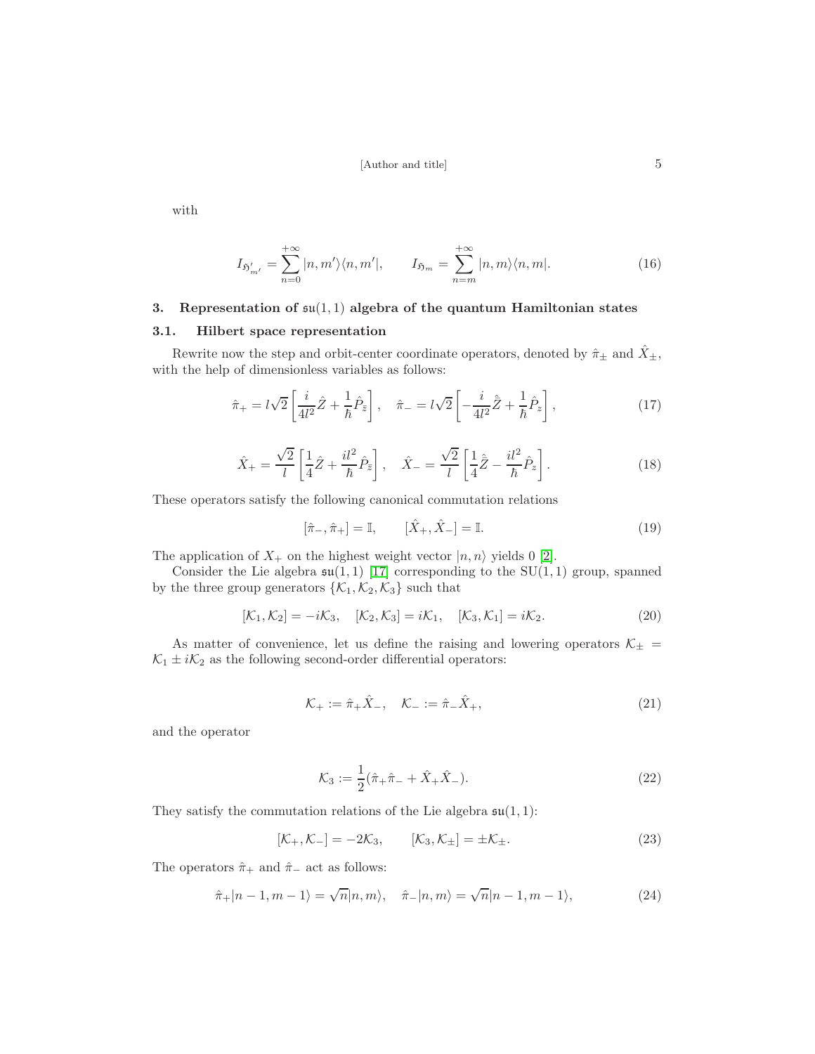with

$$I_{\mathfrak{H}'_{m'}} = \sum_{n=0}^{+\infty} |n, m'\rangle\langle n, m'|, \qquad I_{\mathfrak{H}_m} = \sum_{n=m}^{+\infty} |n, m\rangle\langle n, m|. \tag{16}$$

## 3. Representation of $\mathfrak{su}(1,1)$ algebra of the quantum Hamiltonian states

### 3.1. Hilbert space representation

Rewrite now the step and orbit-center coordinate operators, denoted by $\hat{\pi}_\pm$ and $\hat{X}_\pm$, with the help of dimensionless variables as follows:

$$\hat{\pi}_+ = l\sqrt{2}\left[\frac{i}{4l^2}\hat{Z} + \frac{1}{\hbar}\hat{P}_{\bar{z}}\right], \quad \hat{\pi}_- = l\sqrt{2}\left[-\frac{i}{4l^2}\hat{\bar{Z}} + \frac{1}{\hbar}\hat{P}_z\right], \tag{17}$$

$$\hat{X}_+ = \frac{\sqrt{2}}{l}\left[\frac{1}{4}\hat{Z} + \frac{il^2}{\hbar}\hat{P}_{\bar{z}}\right], \quad \hat{X}_- = \frac{\sqrt{2}}{l}\left[\frac{1}{4}\hat{\bar{Z}} - \frac{il^2}{\hbar}\hat{P}_z\right]. \tag{18}$$

These operators satisfy the following canonical commutation relations

$$[\hat{\pi}_-, \hat{\pi}_+] = \mathbb{I}, \qquad [\hat{X}_+, \hat{X}_-] = \mathbb{I}. \tag{19}$$

The application of $X_+$ on the highest weight vector $|n, n\rangle$ yields 0 [2].

Consider the Lie algebra $\mathfrak{su}(1,1)$ [17] corresponding to the SU(1,1) group, spanned by the three group generators $\{\mathcal{K}_1, \mathcal{K}_2, \mathcal{K}_3\}$ such that

$$[\mathcal{K}_1, \mathcal{K}_2] = -i\mathcal{K}_3, \quad [\mathcal{K}_2, \mathcal{K}_3] = i\mathcal{K}_1, \quad [\mathcal{K}_3, \mathcal{K}_1] = i\mathcal{K}_2. \tag{20}$$

As matter of convenience, let us define the raising and lowering operators $\mathcal{K}_\pm = \mathcal{K}_1 \pm i\mathcal{K}_2$ as the following second-order differential operators:

$$\mathcal{K}_+ := \hat{\pi}_+\hat{X}_-, \quad \mathcal{K}_- := \hat{\pi}_-\hat{X}_+, \tag{21}$$

and the operator

$$\mathcal{K}_3 := \frac{1}{2}(\hat{\pi}_+\hat{\pi}_- + \hat{X}_+\hat{X}_-). \tag{22}$$

They satisfy the commutation relations of the Lie algebra $\mathfrak{su}(1,1)$:

$$[\mathcal{K}_+, \mathcal{K}_-] = -2\mathcal{K}_3, \qquad [\mathcal{K}_3, \mathcal{K}_\pm] = \pm\mathcal{K}_\pm. \tag{23}$$

The operators $\hat{\pi}_+$ and $\hat{\pi}_-$ act as follows:

$$\hat{\pi}_+|n-1, m-1\rangle = \sqrt{n}|n, m\rangle, \quad \hat{\pi}_-|n, m\rangle = \sqrt{n}|n-1, m-1\rangle, \tag{24}$$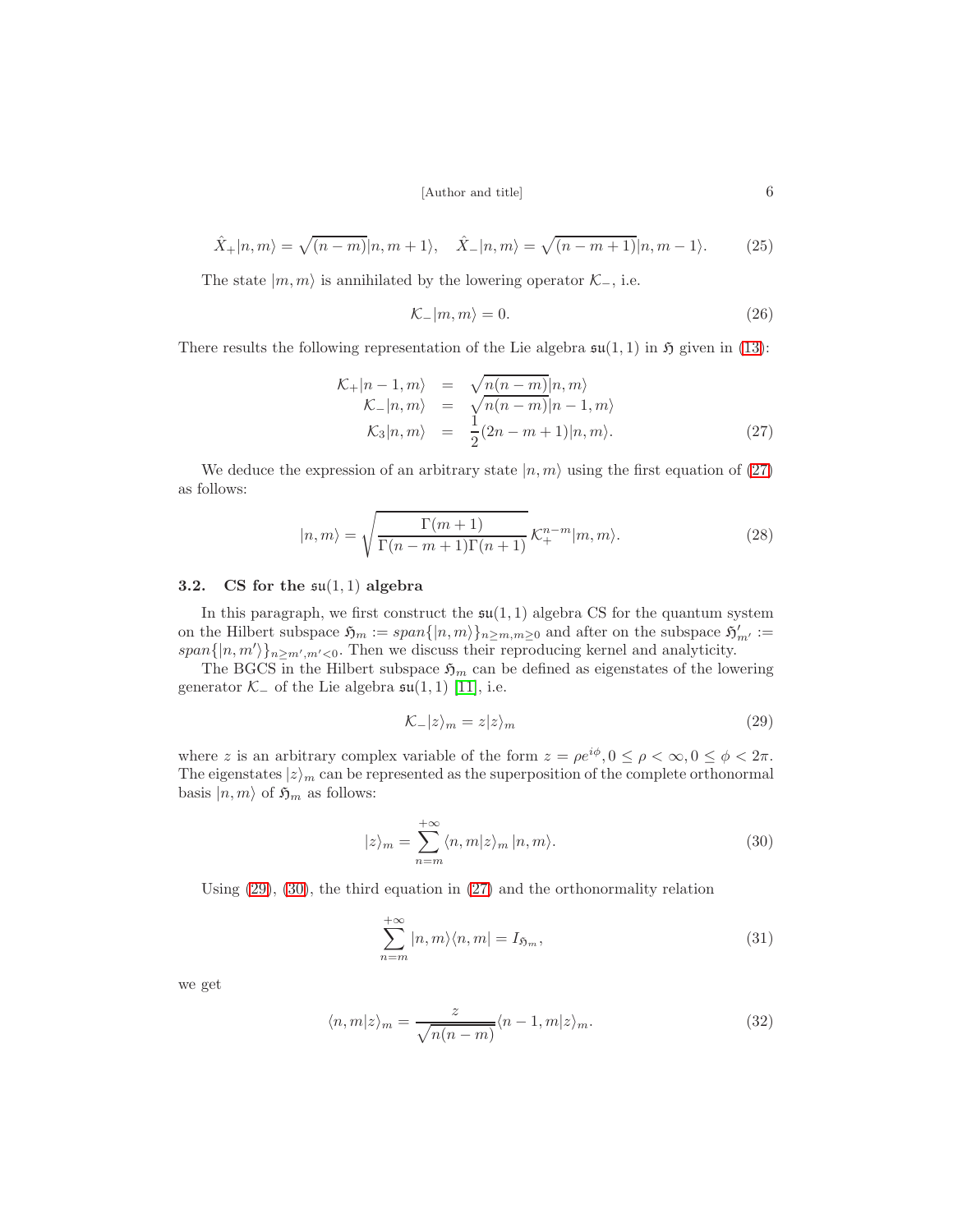$$\hat{X}_+|n,m\rangle = \sqrt{(n-m)}|n,m+1\rangle, \quad \hat{X}_-|n,m\rangle = \sqrt{(n-m+1)}|n,m-1\rangle. \tag{25}$$

The state $|m,m\rangle$ is annihilated by the lowering operator $\mathcal{K}_-$, i.e.

$$\mathcal{K}_-|m,m\rangle = 0. \tag{26}$$

There results the following representation of the Lie algebra $\mathfrak{su}(1,1)$ in $\mathfrak{H}$ given in (13):

$$\begin{aligned}
\mathcal{K}_+|n-1,m\rangle &= \sqrt{n(n-m)}|n,m\rangle \\
\mathcal{K}_-|n,m\rangle &= \sqrt{n(n-m)}|n-1,m\rangle \\
\mathcal{K}_3|n,m\rangle &= \frac{1}{2}(2n-m+1)|n,m\rangle.
\end{aligned} \tag{27}$$

We deduce the expression of an arbitrary state $|n,m\rangle$ using the first equation of (27) as follows:

$$|n,m\rangle = \sqrt{\frac{\Gamma(m+1)}{\Gamma(n-m+1)\Gamma(n+1)}}\,\mathcal{K}_+^{n-m}|m,m\rangle. \tag{28}$$

### 3.2. CS for the $\mathfrak{su}(1,1)$ algebra

In this paragraph, we first construct the $\mathfrak{su}(1,1)$ algebra CS for the quantum system on the Hilbert subspace $\mathfrak{H}_m := span\{|n,m\rangle\}_{n\geq m, m\geq 0}$ and after on the subspace $\mathfrak{H}'_{m'} := span\{|n,m'\rangle\}_{n\geq m', m'<0}$. Then we discuss their reproducing kernel and analyticity.

The BGCS in the Hilbert subspace $\mathfrak{H}_m$ can be defined as eigenstates of the lowering generator $\mathcal{K}_-$ of the Lie algebra $\mathfrak{su}(1,1)$ [11], i.e.

$$\mathcal{K}_-|z\rangle_m = z|z\rangle_m \tag{29}$$

where $z$ is an arbitrary complex variable of the form $z = \rho e^{i\phi}, 0 \leq \rho < \infty, 0 \leq \phi < 2\pi$. The eigenstates $|z\rangle_m$ can be represented as the superposition of the complete orthonormal basis $|n,m\rangle$ of $\mathfrak{H}_m$ as follows:

$$|z\rangle_m = \sum_{n=m}^{+\infty} \langle n,m|z\rangle_m\,|n,m\rangle. \tag{30}$$

Using (29), (30), the third equation in (27) and the orthonormality relation

$$\sum_{n=m}^{+\infty} |n,m\rangle\langle n,m| = I_{\mathfrak{H}_m}, \tag{31}$$

we get

$$\langle n,m|z\rangle_m = \frac{z}{\sqrt{n(n-m)}}\langle n-1,m|z\rangle_m. \tag{32}$$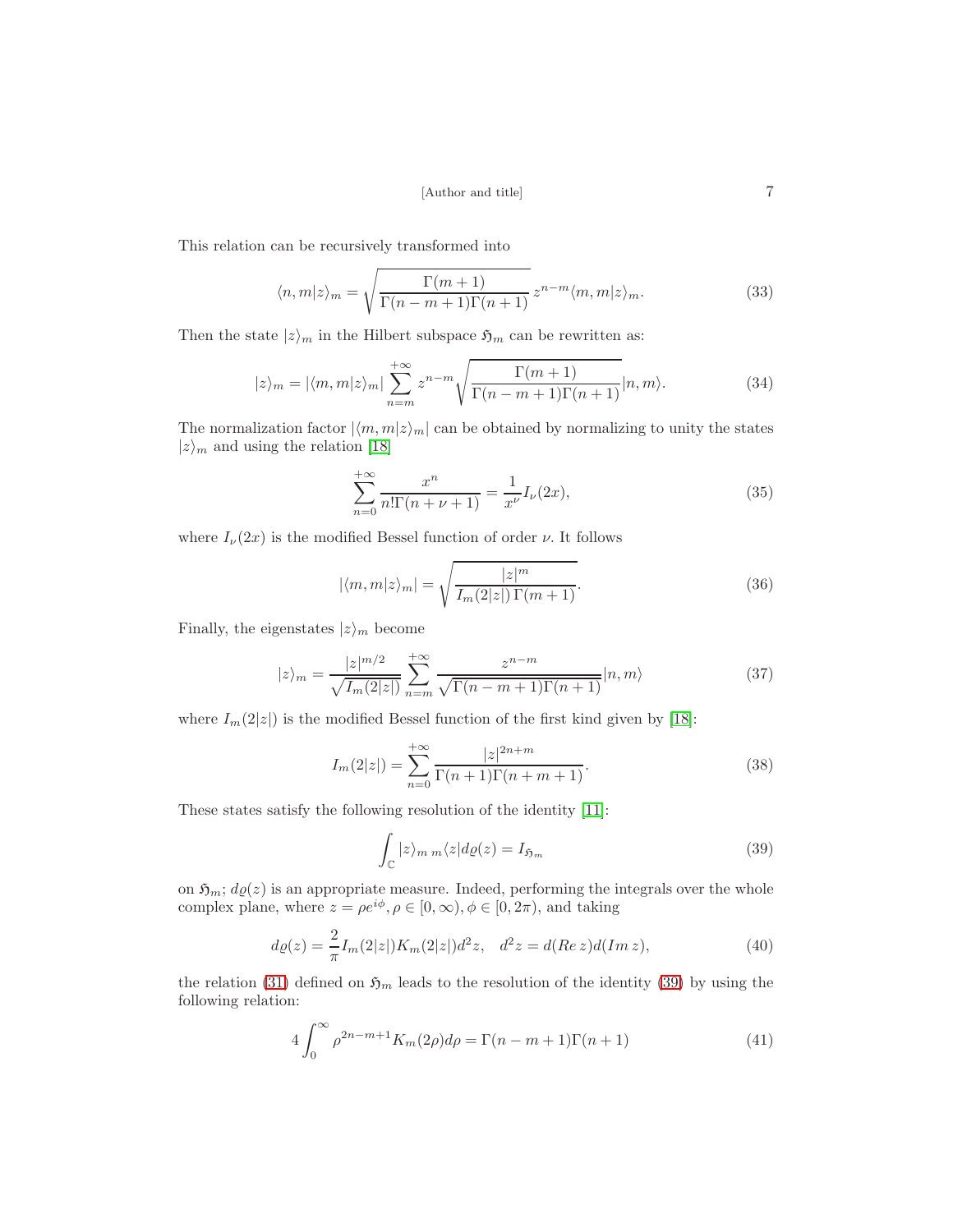This relation can be recursively transformed into

$$\langle n, m|z\rangle_m = \sqrt{\frac{\Gamma(m+1)}{\Gamma(n-m+1)\Gamma(n+1)}}\, z^{n-m}\langle m, m|z\rangle_m. \tag{33}$$

Then the state $|z\rangle_m$ in the Hilbert subspace $\mathfrak{H}_m$ can be rewritten as:

$$|z\rangle_m = |\langle m, m|z\rangle_m| \sum_{n=m}^{+\infty} z^{n-m}\sqrt{\frac{\Gamma(m+1)}{\Gamma(n-m+1)\Gamma(n+1)}}|n, m\rangle. \tag{34}$$

The normalization factor $|\langle m, m|z\rangle_m|$ can be obtained by normalizing to unity the states $|z\rangle_m$ and using the relation [18]

$$\sum_{n=0}^{+\infty} \frac{x^n}{n!\Gamma(n+\nu+1)} = \frac{1}{x^\nu} I_\nu(2x), \tag{35}$$

where $I_\nu(2x)$ is the modified Bessel function of order $\nu$. It follows

$$|\langle m, m|z\rangle_m| = \sqrt{\frac{|z|^m}{I_m(2|z|)\,\Gamma(m+1)}}. \tag{36}$$

Finally, the eigenstates $|z\rangle_m$ become

$$|z\rangle_m = \frac{|z|^{m/2}}{\sqrt{I_m(2|z|)}} \sum_{n=m}^{+\infty} \frac{z^{n-m}}{\sqrt{\Gamma(n-m+1)\Gamma(n+1)}}|n, m\rangle \tag{37}$$

where $I_m(2|z|)$ is the modified Bessel function of the first kind given by [18]:

$$I_m(2|z|) = \sum_{n=0}^{+\infty} \frac{|z|^{2n+m}}{\Gamma(n+1)\Gamma(n+m+1)}. \tag{38}$$

These states satisfy the following resolution of the identity [11]:

$$\int_{\mathbb{C}} |z\rangle_{m\ m}\langle z| d\varrho(z) = I_{\mathfrak{H}_m} \tag{39}$$

on $\mathfrak{H}_m$; $d\varrho(z)$ is an appropriate measure. Indeed, performing the integrals over the whole complex plane, where $z = \rho e^{i\phi}, \rho \in [0, \infty), \phi \in [0, 2\pi)$, and taking

$$d\varrho(z) = \frac{2}{\pi} I_m(2|z|)K_m(2|z|)d^2z, \quad d^2z = d(Re\, z)d(Im\, z), \tag{40}$$

the relation (31) defined on $\mathfrak{H}_m$ leads to the resolution of the identity (39) by using the following relation:

$$4\int_0^\infty \rho^{2n-m+1}K_m(2\rho)d\rho = \Gamma(n-m+1)\Gamma(n+1) \tag{41}$$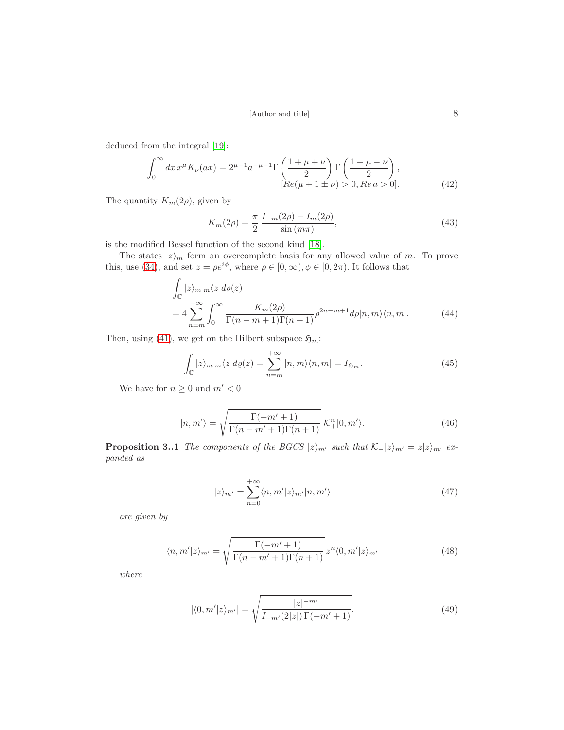deduced from the integral [19]:

$$\int_0^\infty dx\, x^\mu K_\nu(ax) = 2^{\mu-1} a^{-\mu-1} \Gamma\left(\frac{1+\mu+\nu}{2}\right) \Gamma\left(\frac{1+\mu-\nu}{2}\right), \quad [Re(\mu+1\pm\nu)>0, Re\, a>0]. \tag{42}$$

The quantity $K_m(2\rho)$, given by

$$K_m(2\rho) = \frac{\pi}{2} \frac{I_{-m}(2\rho) - I_m(2\rho)}{\sin(m\pi)}, \tag{43}$$

is the modified Bessel function of the second kind [18].

The states $|z\rangle_m$ form an overcomplete basis for any allowed value of $m$. To prove this, use (34), and set $z = \rho e^{i\phi}$, where $\rho \in [0, \infty), \phi \in [0, 2\pi)$. It follows that

$$\begin{aligned} &\int_{\mathbb{C}} |z\rangle_{m\, m}\langle z| d\varrho(z) \\ &= 4 \sum_{n=m}^{+\infty} \int_0^\infty \frac{K_m(2\rho)}{\Gamma(n-m+1)\Gamma(n+1)} \rho^{2n-m+1} d\rho |n,m\rangle\langle n,m|. \end{aligned} \tag{44}$$

Then, using (41), we get on the Hilbert subspace $\mathfrak{H}_m$:

$$\int_{\mathbb{C}} |z\rangle_{m\, m}\langle z| d\varrho(z) = \sum_{n=m}^{+\infty} |n,m\rangle\langle n,m| = I_{\mathfrak{H}_m}. \tag{45}$$

We have for $n \geq 0$ and $m' < 0$

$$|n,m'\rangle = \sqrt{\frac{\Gamma(-m'+1)}{\Gamma(n-m'+1)\Gamma(n+1)}}\, \mathcal{K}_+^n |0,m'\rangle. \tag{46}$$

**Proposition 3..1** *The components of the BGCS* $|z\rangle_{m'}$ *such that* $\mathcal{K}_-|z\rangle_{m'} = z|z\rangle_{m'}$ *expanded as*

$$|z\rangle_{m'} = \sum_{n=0}^{+\infty} \langle n,m'|z\rangle_{m'} |n,m'\rangle \tag{47}$$

*are given by*

$$\langle n,m'|z\rangle_{m'} = \sqrt{\frac{\Gamma(-m'+1)}{\Gamma(n-m'+1)\Gamma(n+1)}}\, z^n \langle 0,m'|z\rangle_{m'} \tag{48}$$

*where*

$$|\langle 0,m'|z\rangle_{m'}| = \sqrt{\frac{|z|^{-m'}}{I_{-m'}(2|z|)\,\Gamma(-m'+1)}}. \tag{49}$$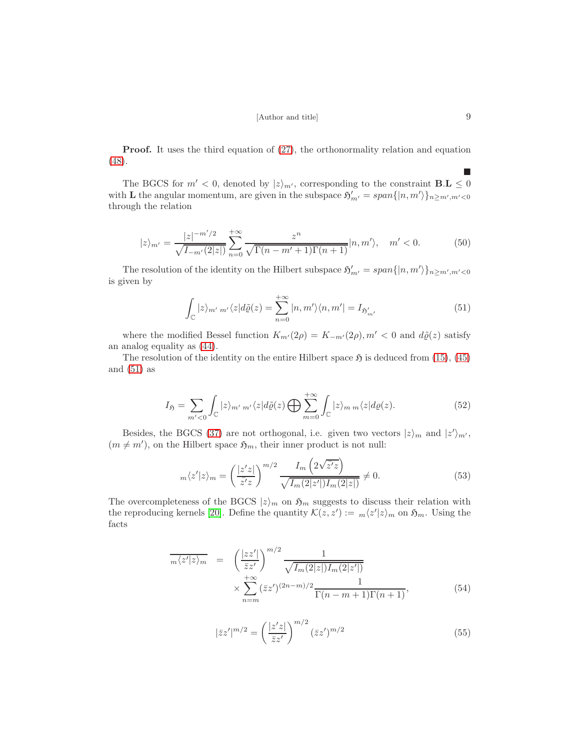**Proof.** It uses the third equation of (27), the orthonormality relation and equation (48).

■

The BGCS for $m' < 0$, denoted by $|z\rangle_{m'}$, corresponding to the constraint $\mathbf{B}.\mathbf{L} \leq 0$ with $\mathbf{L}$ the angular momentum, are given in the subspace $\mathfrak{H}'_{m'} = span\{|n, m'\rangle\}_{n \geq m', m' < 0}$ through the relation

$$|z\rangle_{m'} = \frac{|z|^{-m'/2}}{\sqrt{I_{-m'}(2|z|)}} \sum_{n=0}^{+\infty} \frac{z^n}{\sqrt{\Gamma(n - m' + 1)\Gamma(n + 1)}} |n, m'\rangle, \quad m' < 0. \tag{50}$$

The resolution of the identity on the Hilbert subspace $\mathfrak{H}'_{m'} = span\{|n, m'\rangle\}_{n \geq m', m' < 0}$ is given by

$$\int_{\mathbb{C}} |z\rangle_{m'} \, {}_{m'}\langle z| d\tilde{\varrho}(z) = \sum_{n=0}^{+\infty} |n, m'\rangle\langle n, m'| = I_{\mathfrak{H}'_{m'}} \tag{51}$$

where the modified Bessel function $K_{m'}(2\rho) = K_{-m'}(2\rho), m' < 0$ and $d\tilde{\varrho}(z)$ satisfy an analog equality as (44).

The resolution of the identity on the entire Hilbert space $\mathfrak{H}$ is deduced from (15), (45) and (51) as

$$I_{\mathfrak{H}} = \sum_{m'<0} \int_{\mathbb{C}} |z\rangle_{m'} \, {}_{m'}\langle z| d\tilde{\varrho}(z) \bigoplus \sum_{m=0}^{+\infty} \int_{\mathbb{C}} |z\rangle_{m} \, {}_{m}\langle z| d\varrho(z). \tag{52}$$

Besides, the BGCS (37) are not orthogonal, i.e. given two vectors $|z\rangle_m$ and $|z'\rangle_{m'}$, $(m \neq m')$, on the Hilbert space $\mathfrak{H}_m$, their inner product is not null:

$${}_m\langle z'|z\rangle_m = \left(\frac{|z'z|}{\bar{z}'z}\right)^{m/2} \frac{I_m\left(2\sqrt{\bar{z}'z}\right)}{\sqrt{I_m(2|z'|)I_m(2|z|)}} \neq 0. \tag{53}$$

The overcompleteness of the BGCS $|z\rangle_m$ on $\mathfrak{H}_m$ suggests to discuss their relation with the reproducing kernels [20]. Define the quantity $\mathcal{K}(z, z') := {}_m\langle z'|z\rangle_m$ on $\mathfrak{H}_m$. Using the facts

$$\begin{aligned}
\overline{{}_m\langle z'|z\rangle_m} &= \left(\frac{|zz'|}{\bar{z}z'}\right)^{m/2} \frac{1}{\sqrt{I_m(2|z|)I_m(2|z'|)}} \\
&\quad \times \sum_{n=m}^{+\infty} (\bar{z}z')^{(2n-m)/2} \frac{1}{\Gamma(n - m + 1)\Gamma(n + 1)},
\end{aligned} \tag{54}$$

$$|\bar{z}z'|^{m/2} = \left(\frac{|z'z|}{\bar{z}z'}\right)^{m/2} (\bar{z}z')^{m/2} \tag{55}$$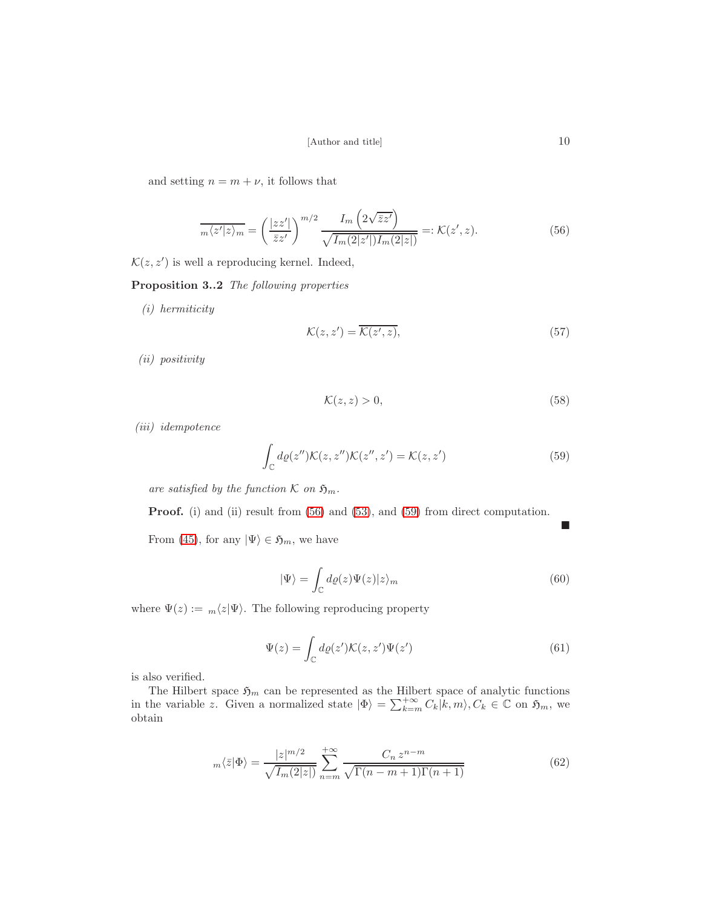and setting $n = m + \nu$, it follows that

$$\overline{{}_m\langle z'|z\rangle_m} = \left(\frac{|zz'|}{\bar{z}z'}\right)^{m/2} \frac{I_m\left(2\sqrt{\bar{z}z'}\right)}{\sqrt{I_m(2|z'|)I_m(2|z|)}} =: \mathcal{K}(z', z). \tag{56}$$

$\mathcal{K}(z, z')$ is well a reproducing kernel. Indeed,

**Proposition 3..2** *The following properties*

*(i) hermiticity*

$$\mathcal{K}(z, z') = \overline{\mathcal{K}(z', z)}, \tag{57}$$

*(ii) positivity*

$$\mathcal{K}(z, z) > 0, \tag{58}$$

*(iii) idempotence*

$$\int_{\mathbb{C}} d\varrho(z'')\mathcal{K}(z, z'')\mathcal{K}(z'', z') = \mathcal{K}(z, z') \tag{59}$$

*are satisfied by the function $\mathcal{K}$ on $\mathfrak{H}_m$.*

**Proof.** (i) and (ii) result from (56) and (53), and (59) from direct computation. ■

From (45), for any $|\Psi\rangle \in \mathfrak{H}_m$, we have

$$|\Psi\rangle = \int_{\mathbb{C}} d\varrho(z)\Psi(z)|z\rangle_m \tag{60}$$

where $\Psi(z) := {}_m\langle z|\Psi\rangle$. The following reproducing property

$$\Psi(z) = \int_{\mathbb{C}} d\varrho(z')\mathcal{K}(z, z')\Psi(z') \tag{61}$$

is also verified.

The Hilbert space $\mathfrak{H}_m$ can be represented as the Hilbert space of analytic functions in the variable $z$. Given a normalized state $|\Phi\rangle = \sum_{k=m}^{+\infty} C_k|k, m\rangle, C_k \in \mathbb{C}$ on $\mathfrak{H}_m$, we obtain

$${}_m\langle \bar{z}|\Phi\rangle = \frac{|z|^{m/2}}{\sqrt{I_m(2|z|)}} \sum_{n=m}^{+\infty} \frac{C_n\, z^{n-m}}{\sqrt{\Gamma(n-m+1)\Gamma(n+1)}} \tag{62}$$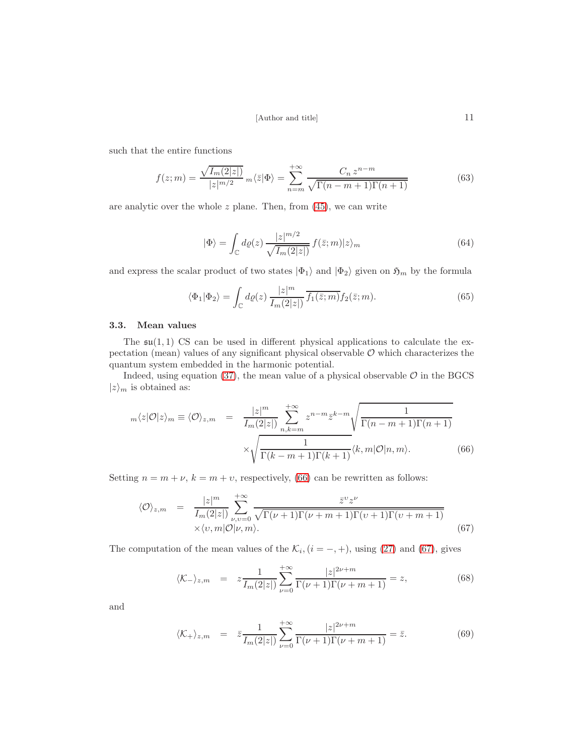such that the entire functions

$$f(z;m) = \frac{\sqrt{I_m(2|z|)}}{|z|^{m/2}}\,{}_m\langle \bar{z}|\Phi\rangle = \sum_{n=m}^{+\infty} \frac{C_n\, z^{n-m}}{\sqrt{\Gamma(n-m+1)\Gamma(n+1)}} \tag{63}$$

are analytic over the whole $z$ plane. Then, from (45), we can write

$$|\Phi\rangle = \int_{\mathbb{C}} d\varrho(z)\, \frac{|z|^{m/2}}{\sqrt{I_m(2|z|)}}\, f(\bar{z};m)|z\rangle_m \tag{64}$$

and express the scalar product of two states $|\Phi_1\rangle$ and $|\Phi_2\rangle$ given on $\mathfrak{H}_m$ by the formula

$$\langle \Phi_1|\Phi_2\rangle = \int_{\mathbb{C}} d\varrho(z)\, \frac{|z|^m}{I_m(2|z|)}\, \overline{f_1(\bar{z};m)} f_2(\bar{z};m). \tag{65}$$

### 3.3. Mean values

The $\mathfrak{su}(1,1)$ CS can be used in different physical applications to calculate the expectation (mean) values of any significant physical observable $\mathcal{O}$ which characterizes the quantum system embedded in the harmonic potential.

Indeed, using equation (37), the mean value of a physical observable $\mathcal{O}$ in the BGCS $|z\rangle_m$ is obtained as:

$$\begin{aligned} {}_m\langle z|\mathcal{O}|z\rangle_m \equiv \langle \mathcal{O}\rangle_{z,m} &= \frac{|z|^m}{I_m(2|z|)} \sum_{n,k=m}^{+\infty} z^{n-m}\bar{z}^{k-m} \sqrt{\frac{1}{\Gamma(n-m+1)\Gamma(n+1)}} \\ &\quad \times \sqrt{\frac{1}{\Gamma(k-m+1)\Gamma(k+1)}} \langle k,m|\mathcal{O}|n,m\rangle. \end{aligned} \tag{66}$$

Setting $n = m+\nu$, $k = m+\upsilon$, respectively, (66) can be rewritten as follows:

$$\begin{aligned} \langle \mathcal{O}\rangle_{z,m} &= \frac{|z|^m}{I_m(2|z|)} \sum_{\nu,\upsilon=0}^{+\infty} \frac{\bar{z}^{\upsilon} z^{\nu}}{\sqrt{\Gamma(\nu+1)\Gamma(\nu+m+1)\Gamma(\upsilon+1)\Gamma(\upsilon+m+1)}} \\ &\quad \times \langle \upsilon,m|\mathcal{O}|\nu,m\rangle. \end{aligned} \tag{67}$$

The computation of the mean values of the $\mathcal{K}_i, (i=-,+)$, using (27) and (67), gives

$$\langle \mathcal{K}_-\rangle_{z,m} = z\frac{1}{I_m(2|z|)} \sum_{\nu=0}^{+\infty} \frac{|z|^{2\nu+m}}{\Gamma(\nu+1)\Gamma(\nu+m+1)} = z, \tag{68}$$

and

$$\langle \mathcal{K}_+\rangle_{z,m} = \bar{z}\frac{1}{I_m(2|z|)} \sum_{\nu=0}^{+\infty} \frac{|z|^{2\nu+m}}{\Gamma(\nu+1)\Gamma(\nu+m+1)} = \bar{z}. \tag{69}$$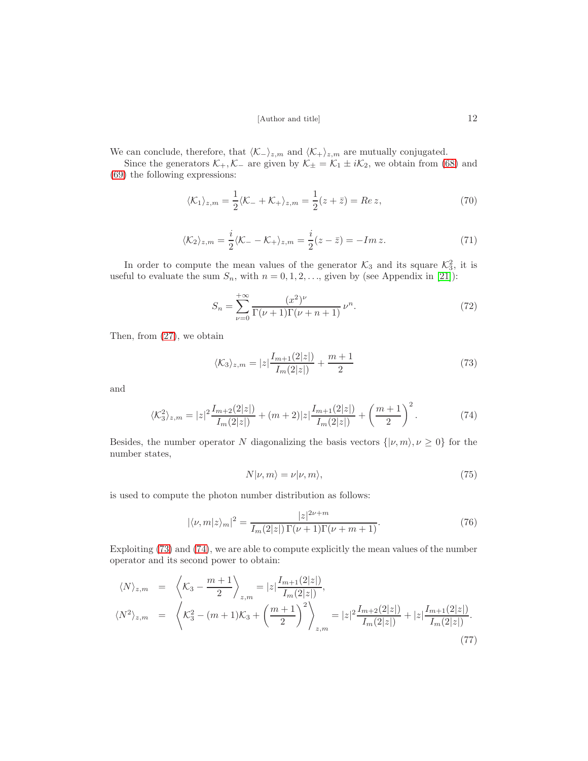We can conclude, therefore, that $\langle \mathcal{K}_- \rangle_{z,m}$ and $\langle \mathcal{K}_+ \rangle_{z,m}$ are mutually conjugated.

Since the generators $\mathcal{K}_+, \mathcal{K}_-$ are given by $\mathcal{K}_\pm = \mathcal{K}_1 \pm i\mathcal{K}_2$, we obtain from (68) and (69) the following expressions:

$$\langle \mathcal{K}_1 \rangle_{z,m} = \frac{1}{2} \langle \mathcal{K}_- + \mathcal{K}_+ \rangle_{z,m} = \frac{1}{2}(z + \bar{z}) = Re\, z, \tag{70}$$

$$\langle \mathcal{K}_2 \rangle_{z,m} = \frac{i}{2} \langle \mathcal{K}_- - \mathcal{K}_+ \rangle_{z,m} = \frac{i}{2}(z - \bar{z}) = -Im\, z. \tag{71}$$

In order to compute the mean values of the generator $\mathcal{K}_3$ and its square $\mathcal{K}_3^2$, it is useful to evaluate the sum $S_n$, with $n = 0, 1, 2, \ldots$, given by (see Appendix in [21]):

$$S_n = \sum_{\nu=0}^{+\infty} \frac{(x^2)^\nu}{\Gamma(\nu+1)\Gamma(\nu+n+1)}\, \nu^n. \tag{72}$$

Then, from (27), we obtain

$$\langle \mathcal{K}_3 \rangle_{z,m} = |z| \frac{I_{m+1}(2|z|)}{I_m(2|z|)} + \frac{m+1}{2} \tag{73}$$

and

$$\langle \mathcal{K}_3^2 \rangle_{z,m} = |z|^2 \frac{I_{m+2}(2|z|)}{I_m(2|z|)} + (m+2)|z| \frac{I_{m+1}(2|z|)}{I_m(2|z|)} + \left( \frac{m+1}{2} \right)^2. \tag{74}$$

Besides, the number operator $N$ diagonalizing the basis vectors $\{|\nu, m\rangle, \nu \geq 0\}$ for the number states,

$$N|\nu, m\rangle = \nu|\nu, m\rangle, \tag{75}$$

is used to compute the photon number distribution as follows:

$$|\langle \nu, m|z\rangle_m|^2 = \frac{|z|^{2\nu+m}}{I_m(2|z|)\, \Gamma(\nu+1)\Gamma(\nu+m+1)}. \tag{76}$$

Exploiting (73) and (74), we are able to compute explicitly the mean values of the number operator and its second power to obtain:

$$\begin{aligned}
\langle N \rangle_{z,m} &= \left\langle \mathcal{K}_3 - \frac{m+1}{2} \right\rangle_{z,m} = |z| \frac{I_{m+1}(2|z|)}{I_m(2|z|)}, \\
\langle N^2 \rangle_{z,m} &= \left\langle \mathcal{K}_3^2 - (m+1)\mathcal{K}_3 + \left( \frac{m+1}{2} \right)^2 \right\rangle_{z,m} = |z|^2 \frac{I_{m+2}(2|z|)}{I_m(2|z|)} + |z| \frac{I_{m+1}(2|z|)}{I_m(2|z|)}.
\end{aligned} \tag{77}$$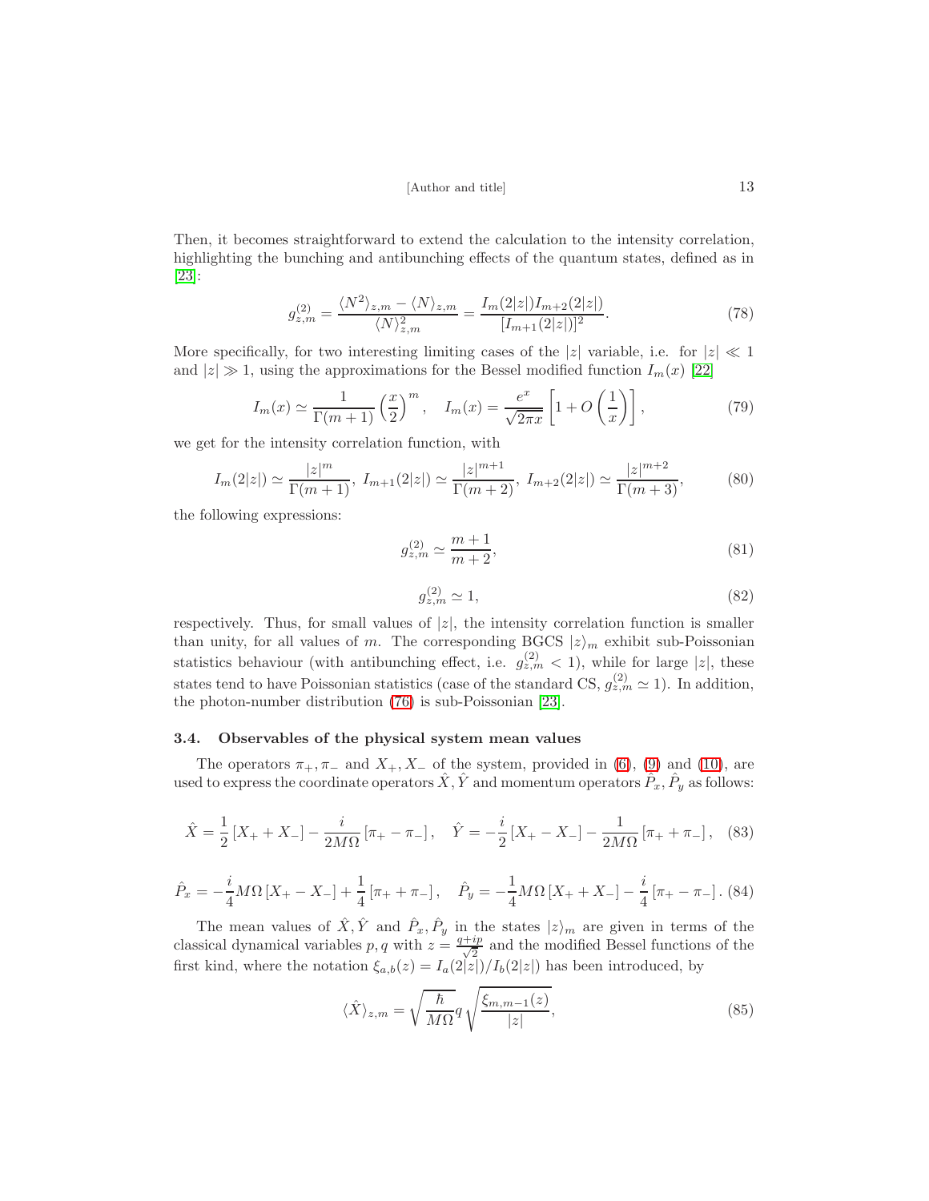Then, it becomes straightforward to extend the calculation to the intensity correlation, highlighting the bunching and antibunching effects of the quantum states, defined as in [23]:

$$g_{z,m}^{(2)} = \frac{\langle N^2\rangle_{z,m} - \langle N\rangle_{z,m}}{\langle N\rangle_{z,m}^2} = \frac{I_m(2|z|)I_{m+2}(2|z|)}{[I_{m+1}(2|z|)]^2}. \tag{78}$$

More specifically, for two interesting limiting cases of the $|z|$ variable, i.e. for $|z| \ll 1$ and $|z| \gg 1$, using the approximations for the Bessel modified function $I_m(x)$ [22]

$$I_m(x) \simeq \frac{1}{\Gamma(m+1)}\left(\frac{x}{2}\right)^m, \quad I_m(x) = \frac{e^x}{\sqrt{2\pi x}}\left[1 + O\left(\frac{1}{x}\right)\right], \tag{79}$$

we get for the intensity correlation function, with

$$I_m(2|z|) \simeq \frac{|z|^m}{\Gamma(m+1)},\ I_{m+1}(2|z|) \simeq \frac{|z|^{m+1}}{\Gamma(m+2)},\ I_{m+2}(2|z|) \simeq \frac{|z|^{m+2}}{\Gamma(m+3)}, \tag{80}$$

the following expressions:

$$g_{z,m}^{(2)} \simeq \frac{m+1}{m+2}, \tag{81}$$

$$g_{z,m}^{(2)} \simeq 1, \tag{82}$$

respectively. Thus, for small values of $|z|$, the intensity correlation function is smaller than unity, for all values of $m$. The corresponding BGCS $|z\rangle_m$ exhibit sub-Poissonian statistics behaviour (with antibunching effect, i.e. $g_{z,m}^{(2)} < 1$), while for large $|z|$, these states tend to have Poissonian statistics (case of the standard CS, $g_{z,m}^{(2)} \simeq 1$). In addition, the photon-number distribution (76) is sub-Poissonian [23].

### 3.4. Observables of the physical system mean values

The operators $\pi_+, \pi_-$ and $X_+, X_-$ of the system, provided in (6), (9) and (10), are used to express the coordinate operators $\hat{X}, \hat{Y}$ and momentum operators $\hat{P}_x, \hat{P}_y$ as follows:

$$\hat{X} = \frac{1}{2}\left[X_+ + X_-\right] - \frac{i}{2M\Omega}\left[\pi_+ - \pi_-\right], \quad \hat{Y} = -\frac{i}{2}\left[X_+ - X_-\right] - \frac{1}{2M\Omega}\left[\pi_+ + \pi_-\right], \tag{83}$$

$$\hat{P}_x = -\frac{i}{4}M\Omega\left[X_+ - X_-\right] + \frac{1}{4}\left[\pi_+ + \pi_-\right], \quad \hat{P}_y = -\frac{1}{4}M\Omega\left[X_+ + X_-\right] - \frac{i}{4}\left[\pi_+ - \pi_-\right]. \tag{84}$$

The mean values of $\hat{X}, \hat{Y}$ and $\hat{P}_x, \hat{P}_y$ in the states $|z\rangle_m$ are given in terms of the classical dynamical variables $p, q$ with $z = \frac{q+ip}{\sqrt{2}}$ and the modified Bessel functions of the first kind, where the notation $\xi_{a,b}(z) = I_a(2|z|)/I_b(2|z|)$ has been introduced, by

$$\langle \hat{X}\rangle_{z,m} = \sqrt{\frac{\hbar}{M\Omega}}\, q\sqrt{\frac{\xi_{m,m-1}(z)}{|z|}}, \tag{85}$$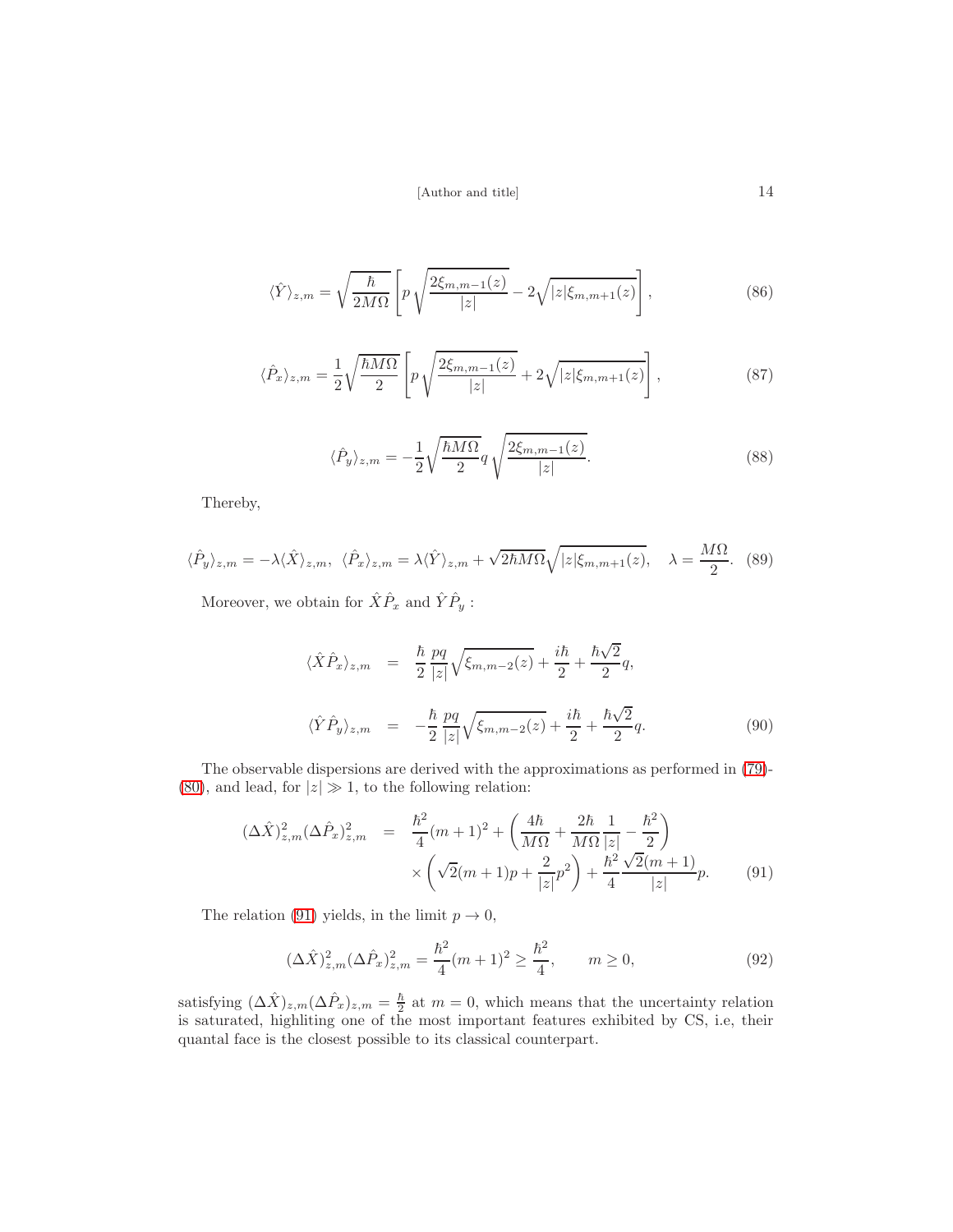$$\langle\hat{Y}\rangle_{z,m} = \sqrt{\frac{\hbar}{2M\Omega}}\left[p\sqrt{\frac{2\xi_{m,m-1}(z)}{|z|}} - 2\sqrt{|z|\xi_{m,m+1}(z)}\right], \tag{86}$$

$$\langle\hat{P}_x\rangle_{z,m} = \frac{1}{2}\sqrt{\frac{\hbar M\Omega}{2}}\left[p\sqrt{\frac{2\xi_{m,m-1}(z)}{|z|}} + 2\sqrt{|z|\xi_{m,m+1}(z)}\right], \tag{87}$$

$$\langle\hat{P}_y\rangle_{z,m} = -\frac{1}{2}\sqrt{\frac{\hbar M\Omega}{2}}q\sqrt{\frac{2\xi_{m,m-1}(z)}{|z|}}. \tag{88}$$

Thereby,

$$\langle\hat{P}_y\rangle_{z,m} = -\lambda\langle\hat{X}\rangle_{z,m},\;\; \langle\hat{P}_x\rangle_{z,m} = \lambda\langle\hat{Y}\rangle_{z,m} + \sqrt{2\hbar M\Omega}\sqrt{|z|\xi_{m,m+1}(z)}, \quad \lambda = \frac{M\Omega}{2}. \tag{89}$$

Moreover, we obtain for $\hat{X}\hat{P}_x$ and $\hat{Y}\hat{P}_y$ :

$$\begin{aligned}
\langle\hat{X}\hat{P}_x\rangle_{z,m} &= \frac{\hbar}{2}\frac{pq}{|z|}\sqrt{\xi_{m,m-2}(z)} + \frac{i\hbar}{2} + \frac{\hbar\sqrt{2}}{2}q, \\
\langle\hat{Y}\hat{P}_y\rangle_{z,m} &= -\frac{\hbar}{2}\frac{pq}{|z|}\sqrt{\xi_{m,m-2}(z)} + \frac{i\hbar}{2} + \frac{\hbar\sqrt{2}}{2}q.
\end{aligned} \tag{90}$$

The observable dispersions are derived with the approximations as performed in (79)-(80), and lead, for $|z| \gg 1$, to the following relation:

$$\begin{aligned}
(\Delta\hat{X})^2_{z,m}(\Delta\hat{P}_x)^2_{z,m} &= \frac{\hbar^2}{4}(m+1)^2 + \left(\frac{4\hbar}{M\Omega} + \frac{2\hbar}{M\Omega}\frac{1}{|z|} - \frac{\hbar^2}{2}\right) \\
&\quad \times\left(\sqrt{2}(m+1)p + \frac{2}{|z|}p^2\right) + \frac{\hbar^2}{4}\frac{\sqrt{2}(m+1)}{|z|}p.
\end{aligned} \tag{91}$$

The relation (91) yields, in the limit $p \to 0$,

$$(\Delta\hat{X})^2_{z,m}(\Delta\hat{P}_x)^2_{z,m} = \frac{\hbar^2}{4}(m+1)^2 \geq \frac{\hbar^2}{4}, \qquad m \geq 0, \tag{92}$$

satisfying $(\Delta\hat{X})_{z,m}(\Delta\hat{P}_x)_{z,m} = \frac{\hbar}{2}$ at $m=0$, which means that the uncertainty relation is saturated, highliting one of the most important features exhibited by CS, i.e, their quantal face is the closest possible to its classical counterpart.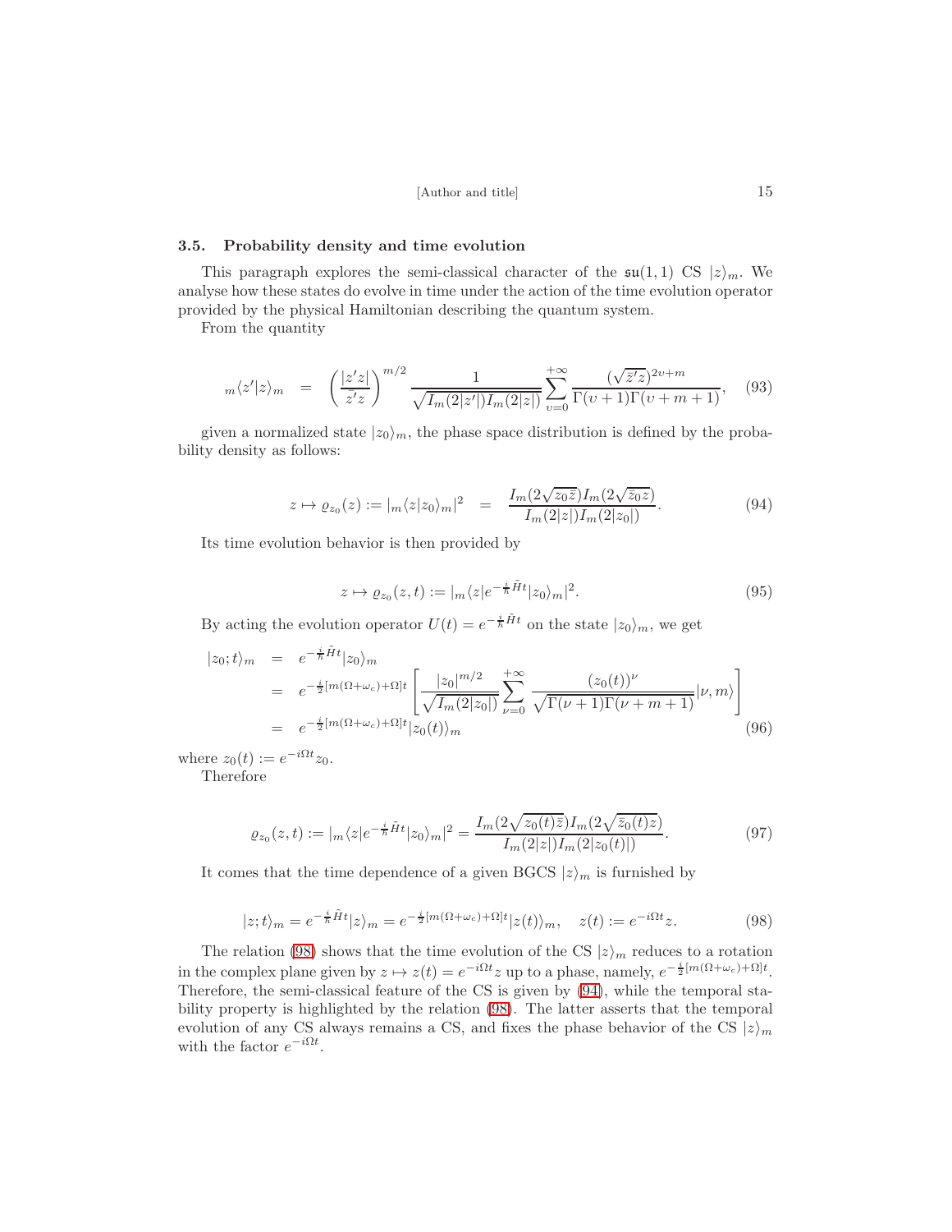### 3.5. Probability density and time evolution

This paragraph explores the semi-classical character of the $\mathfrak{su}(1,1)$ CS $|z\rangle_m$. We analyse how these states do evolve in time under the action of the time evolution operator provided by the physical Hamiltonian describing the quantum system.

From the quantity

$$
{}_m\langle z'|z\rangle_m \;\; = \;\; \left(\frac{|z'z|}{\bar{z}'z}\right)^{m/2} \frac{1}{\sqrt{I_m(2|z'|)I_m(2|z|)}} \sum_{\upsilon=0}^{+\infty} \frac{(\sqrt{\bar{z}'z})^{2\upsilon+m}}{\Gamma(\upsilon+1)\Gamma(\upsilon+m+1)}, \tag{93}
$$

given a normalized state $|z_0\rangle_m$, the phase space distribution is defined by the probability density as follows:

$$
z \mapsto \varrho_{z_0}(z) := |{}_m\langle z|z_0\rangle_m|^2 \;\; = \;\; \frac{I_m(2\sqrt{z_0\bar{z}})I_m(2\sqrt{\bar{z}_0 z})}{I_m(2|z|)I_m(2|z_0|)}. \tag{94}
$$

Its time evolution behavior is then provided by

$$
z \mapsto \varrho_{z_0}(z,t) := |{}_m\langle z|e^{-\frac{i}{\hbar}\tilde{H}t}|z_0\rangle_m|^2. \tag{95}
$$

By acting the evolution operator $U(t) = e^{-\frac{i}{\hbar}\tilde{H}t}$ on the state $|z_0\rangle_m$, we get

$$
\begin{aligned}
|z_0;t\rangle_m &= e^{-\frac{i}{\hbar}\tilde{H}t}|z_0\rangle_m \\
&= e^{-\frac{i}{2}[m(\Omega+\omega_c)+\Omega]t}\left[\frac{|z_0|^{m/2}}{\sqrt{I_m(2|z_0|)}}\sum_{\nu=0}^{+\infty}\frac{(z_0(t))^{\nu}}{\sqrt{\Gamma(\nu+1)\Gamma(\nu+m+1)}}|\nu,m\rangle\right] \\
&= e^{-\frac{i}{2}[m(\Omega+\omega_c)+\Omega]t}|z_0(t)\rangle_m
\end{aligned} \tag{96}
$$

where $z_0(t) := e^{-i\Omega t}z_0$.

Therefore

$$
\varrho_{z_0}(z,t) := |{}_m\langle z|e^{-\frac{i}{\hbar}\tilde{H}t}|z_0\rangle_m|^2 = \frac{I_m(2\sqrt{z_0(t)\bar{z}})I_m(2\sqrt{\bar{z}_0(t)z})}{I_m(2|z|)I_m(2|z_0(t)|)}. \tag{97}
$$

It comes that the time dependence of a given BGCS $|z\rangle_m$ is furnished by

$$
|z;t\rangle_m = e^{-\frac{i}{\hbar}\tilde{H}t}|z\rangle_m = e^{-\frac{i}{2}[m(\Omega+\omega_c)+\Omega]t}|z(t)\rangle_m, \quad z(t) := e^{-i\Omega t}z. \tag{98}
$$

The relation (98) shows that the time evolution of the CS $|z\rangle_m$ reduces to a rotation in the complex plane given by $z \mapsto z(t) = e^{-i\Omega t}z$ up to a phase, namely, $e^{-\frac{i}{2}[m(\Omega+\omega_c)+\Omega]t}$. Therefore, the semi-classical feature of the CS is given by (94), while the temporal stability property is highlighted by the relation (98). The latter asserts that the temporal evolution of any CS always remains a CS, and fixes the phase behavior of the CS $|z\rangle_m$ with the factor $e^{-i\Omega t}$.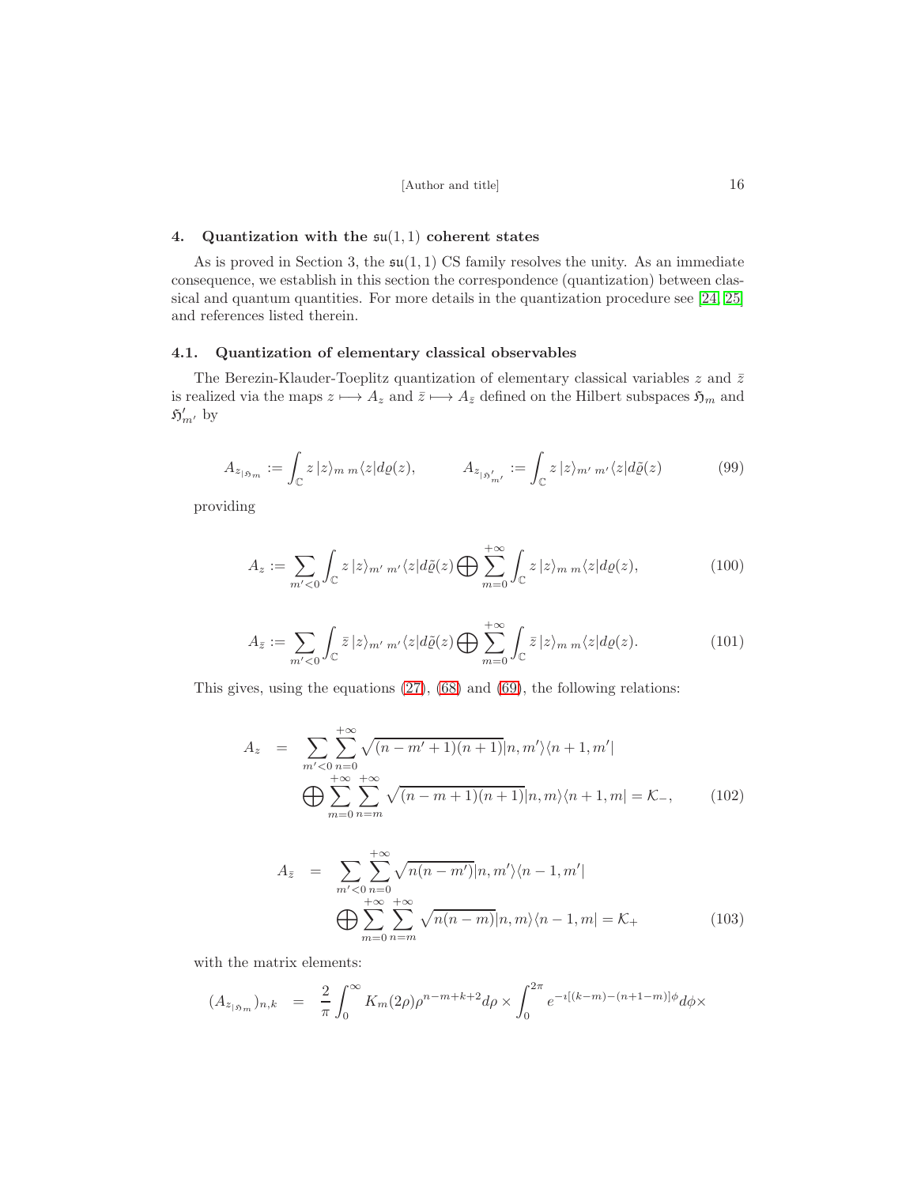## 4. Quantization with the $\mathfrak{su}(1,1)$ coherent states

As is proved in Section 3, the $\mathfrak{su}(1,1)$ CS family resolves the unity. As an immediate consequence, we establish in this section the correspondence (quantization) between classical and quantum quantities. For more details in the quantization procedure see [24, 25] and references listed therein.

### 4.1. Quantization of elementary classical observables

The Berezin-Klauder-Toeplitz quantization of elementary classical variables $z$ and $\bar{z}$ is realized via the maps $z \longmapsto A_z$ and $\bar{z} \longmapsto A_{\bar{z}}$ defined on the Hilbert subspaces $\mathfrak{H}_m$ and $\mathfrak{H}'_{m'}$ by

$$A_{z_{|\mathfrak{H}_m}} := \int_{\mathbb{C}} z\,|z\rangle_{m\ m}\langle z| d\varrho(z), \qquad A_{z_{|\mathfrak{H}'_{m'}}} := \int_{\mathbb{C}} z\,|z\rangle_{m'\ m'}\langle z| d\tilde{\varrho}(z) \tag{99}$$

providing

$$A_z := \sum_{m'<0} \int_{\mathbb{C}} z\,|z\rangle_{m'\ m'}\langle z| d\tilde{\varrho}(z) \bigoplus \sum_{m=0}^{+\infty} \int_{\mathbb{C}} z\,|z\rangle_{m\ m}\langle z| d\varrho(z), \tag{100}$$

$$A_{\bar{z}} := \sum_{m'<0} \int_{\mathbb{C}} \bar{z}\,|z\rangle_{m'\ m'}\langle z| d\tilde{\varrho}(z) \bigoplus \sum_{m=0}^{+\infty} \int_{\mathbb{C}} \bar{z}\,|z\rangle_{m\ m}\langle z| d\varrho(z). \tag{101}$$

This gives, using the equations (27), (68) and (69), the following relations:

$$\begin{aligned} A_z &= \sum_{m'<0} \sum_{n=0}^{+\infty} \sqrt{(n-m'+1)(n+1)} |n,m'\rangle\langle n+1,m'| \\ &\quad \bigoplus \sum_{m=0}^{+\infty} \sum_{n=m}^{+\infty} \sqrt{(n-m+1)(n+1)} |n,m\rangle\langle n+1,m| = \mathcal{K}_-, \end{aligned} \tag{102}$$

$$\begin{aligned} A_{\bar{z}} &= \sum_{m'<0} \sum_{n=0}^{+\infty} \sqrt{n(n-m')} |n,m'\rangle\langle n-1,m'| \\ &\quad \bigoplus \sum_{m=0}^{+\infty} \sum_{n=m}^{+\infty} \sqrt{n(n-m)} |n,m\rangle\langle n-1,m| = \mathcal{K}_+ \end{aligned} \tag{103}$$

with the matrix elements:

$$(A_{z_{|\mathfrak{H}_m}})_{n,k} = \frac{2}{\pi} \int_0^\infty K_m(2\rho)\rho^{n-m+k+2} d\rho \times \int_0^{2\pi} e^{-\imath[(k-m)-(n+1-m)]\phi} d\phi \times$$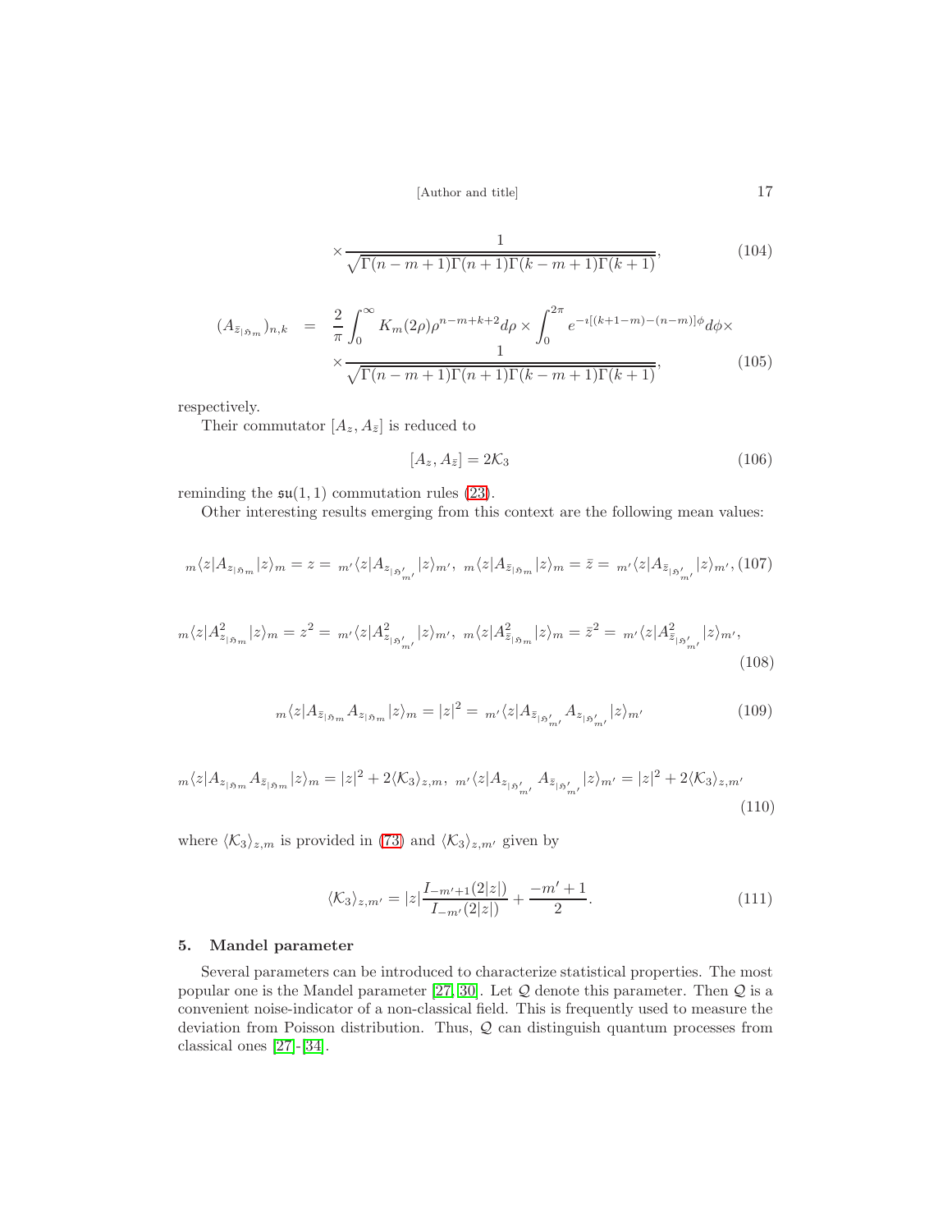$$\times \frac{1}{\sqrt{\Gamma(n-m+1)\Gamma(n+1)\Gamma(k-m+1)\Gamma(k+1)}}, \tag{104}$$

$$\begin{aligned}(A_{\bar{z}_{|\mathfrak{H}_m}})_{n,k} &= \frac{2}{\pi}\int_0^\infty K_m(2\rho)\rho^{n-m+k+2}d\rho \times \int_0^{2\pi} e^{-\imath[(k+1-m)-(n-m)]\phi}d\phi \times \\ &\times \frac{1}{\sqrt{\Gamma(n-m+1)\Gamma(n+1)\Gamma(k-m+1)\Gamma(k+1)}},\end{aligned} \tag{105}$$

respectively.

Their commutator $[A_z, A_{\bar{z}}]$ is reduced to

$$[A_z, A_{\bar{z}}] = 2\mathcal{K}_3 \tag{106}$$

reminding the $\mathfrak{su}(1,1)$ commutation rules (23).

Other interesting results emerging from this context are the following mean values:

$${}_m\langle z|A_{z_{|\mathfrak{H}_m}}|z\rangle_m = z = {}_{m'}\langle z|A_{z_{|\mathfrak{H}'_{m'}}}|z\rangle_{m'},\ {}_m\langle z|A_{\bar{z}_{|\mathfrak{H}_m}}|z\rangle_m = \bar{z} = {}_{m'}\langle z|A_{\bar{z}_{|\mathfrak{H}'_{m'}}}|z\rangle_{m'}, \tag{107}$$

$${}_m\langle z|A^2_{z_{|\mathfrak{H}_m}}|z\rangle_m = z^2 = {}_{m'}\langle z|A^2_{z_{|\mathfrak{H}'_{m'}}}|z\rangle_{m'},\ {}_m\langle z|A^2_{\bar{z}_{|\mathfrak{H}_m}}|z\rangle_m = \bar{z}^2 = {}_{m'}\langle z|A^2_{\bar{z}_{|\mathfrak{H}'_{m'}}}|z\rangle_{m'}, \tag{108}$$

$${}_m\langle z|A_{\bar{z}_{|\mathfrak{H}_m}}A_{z_{|\mathfrak{H}_m}}|z\rangle_m = |z|^2 = {}_{m'}\langle z|A_{\bar{z}_{|\mathfrak{H}'_{m'}}}A_{z_{|\mathfrak{H}'_{m'}}}|z\rangle_{m'} \tag{109}$$

$${}_m\langle z|A_{z_{|\mathfrak{H}_m}}A_{\bar{z}_{|\mathfrak{H}_m}}|z\rangle_m = |z|^2 + 2\langle\mathcal{K}_3\rangle_{z,m},\ {}_{m'}\langle z|A_{z_{|\mathfrak{H}'_{m'}}}A_{\bar{z}_{|\mathfrak{H}'_{m'}}}|z\rangle_{m'} = |z|^2 + 2\langle\mathcal{K}_3\rangle_{z,m'} \tag{110}$$

where $\langle\mathcal{K}_3\rangle_{z,m}$ is provided in (73) and $\langle\mathcal{K}_3\rangle_{z,m'}$ given by

$$\langle\mathcal{K}_3\rangle_{z,m'} = |z|\frac{I_{-m'+1}(2|z|)}{I_{-m'}(2|z|)} + \frac{-m'+1}{2}. \tag{111}$$

## 5. Mandel parameter

Several parameters can be introduced to characterize statistical properties. The most popular one is the Mandel parameter [27, 30]. Let $\mathcal{Q}$ denote this parameter. Then $\mathcal{Q}$ is a convenient noise-indicator of a non-classical field. This is frequently used to measure the deviation from Poisson distribution. Thus, $\mathcal{Q}$ can distinguish quantum processes from classical ones [27]-[34].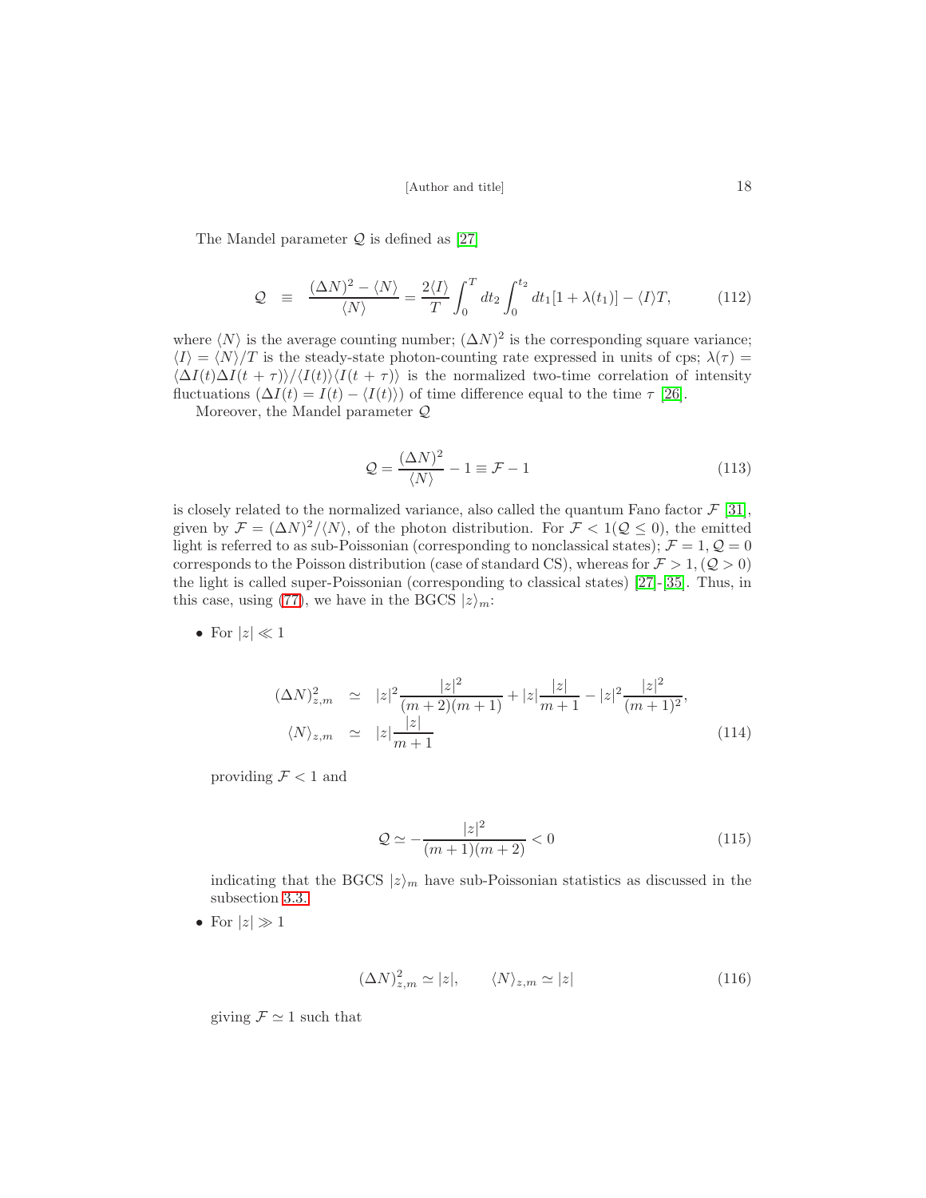The Mandel parameter $\mathcal{Q}$ is defined as [27]

$$\mathcal{Q} \equiv \frac{(\Delta N)^2 - \langle N\rangle}{\langle N\rangle} = \frac{2\langle I\rangle}{T}\int_0^T dt_2 \int_0^{t_2} dt_1[1+\lambda(t_1)] - \langle I\rangle T, \tag{112}$$

where $\langle N\rangle$ is the average counting number; $(\Delta N)^2$ is the corresponding square variance; $\langle I\rangle = \langle N\rangle/T$ is the steady-state photon-counting rate expressed in units of cps; $\lambda(\tau) = \langle \Delta I(t)\Delta I(t+\tau)\rangle/\langle I(t)\rangle\langle I(t+\tau)\rangle$ is the normalized two-time correlation of intensity fluctuations ($\Delta I(t) = I(t) - \langle I(t)\rangle$) of time difference equal to the time $\tau$ [26].

Moreover, the Mandel parameter $\mathcal{Q}$

$$\mathcal{Q} = \frac{(\Delta N)^2}{\langle N\rangle} - 1 \equiv \mathcal{F} - 1 \tag{113}$$

is closely related to the normalized variance, also called the quantum Fano factor $\mathcal{F}$ [31], given by $\mathcal{F} = (\Delta N)^2/\langle N\rangle$, of the photon distribution. For $\mathcal{F} < 1 (\mathcal{Q} \leq 0)$, the emitted light is referred to as sub-Poissonian (corresponding to nonclassical states); $\mathcal{F} = 1, \mathcal{Q} = 0$ corresponds to the Poisson distribution (case of standard CS), whereas for $\mathcal{F} > 1, (\mathcal{Q} > 0)$ the light is called super-Poissonian (corresponding to classical states) [27]-[35]. Thus, in this case, using (77), we have in the BGCS $|z\rangle_m$:

- For $|z| \ll 1$

$$\begin{aligned}
(\Delta N)^2_{z,m} &\simeq |z|^2\frac{|z|^2}{(m+2)(m+1)} + |z|\frac{|z|}{m+1} - |z|^2\frac{|z|^2}{(m+1)^2}, \\
\langle N\rangle_{z,m} &\simeq |z|\frac{|z|}{m+1}
\end{aligned} \tag{114}$$

  providing $\mathcal{F} < 1$ and

$$\mathcal{Q} \simeq -\frac{|z|^2}{(m+1)(m+2)} < 0 \tag{115}$$

  indicating that the BGCS $|z\rangle_m$ have sub-Poissonian statistics as discussed in the subsection 3.3.

- For $|z| \gg 1$

$$(\Delta N)^2_{z,m} \simeq |z|, \qquad \langle N\rangle_{z,m} \simeq |z| \tag{116}$$

  giving $\mathcal{F} \simeq 1$ such that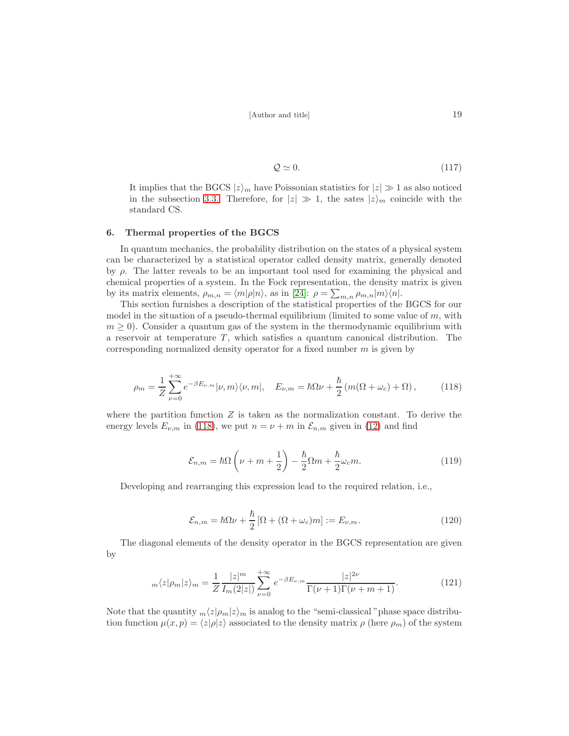$$\mathcal{Q} \simeq 0. \tag{117}$$

It implies that the BGCS $|z\rangle_m$ have Poissonian statistics for $|z| \gg 1$ as also noticed in the subsection 3.3. Therefore, for $|z| \gg 1$, the sates $|z\rangle_m$ coincide with the standard CS.

## 6. Thermal properties of the BGCS

In quantum mechanics, the probability distribution on the states of a physical system can be characterized by a statistical operator called density matrix, generally denoted by $\rho$. The latter reveals to be an important tool used for examining the physical and chemical properties of a system. In the Fock representation, the density matrix is given by its matrix elements, $\rho_{m,n} = \langle m|\rho|n\rangle$, as in [24]: $\rho = \sum_{m,n} \rho_{m,n}|m\rangle\langle n|$.

This section furnishes a description of the statistical properties of the BGCS for our model in the situation of a pseudo-thermal equilibrium (limited to some value of $m$, with $m \geq 0$). Consider a quantum gas of the system in the thermodynamic equilibrium with a reservoir at temperature $T$, which satisfies a quantum canonical distribution. The corresponding normalized density operator for a fixed number $m$ is given by

$$\rho_m = \frac{1}{Z}\sum_{\nu=0}^{+\infty} e^{-\beta E_{\nu,m}}|\nu, m\rangle\langle \nu, m|, \quad E_{\nu,m} = \hbar\Omega\nu + \frac{\hbar}{2}\left(m(\Omega+\omega_c)+\Omega\right), \tag{118}$$

where the partition function $Z$ is taken as the normalization constant. To derive the energy levels $E_{\nu,m}$ in (118), we put $n = \nu + m$ in $\mathcal{E}_{n,m}$ given in (12) and find

$$\mathcal{E}_{n,m} = \hbar\Omega\left(\nu + m + \frac{1}{2}\right) - \frac{\hbar}{2}\Omega m + \frac{\hbar}{2}\omega_c m. \tag{119}$$

Developing and rearranging this expression lead to the required relation, i.e.,

$$\mathcal{E}_{n,m} = \hbar\Omega\nu + \frac{\hbar}{2}\left[\Omega + (\Omega+\omega_c)m\right] := E_{\nu,m}. \tag{120}$$

The diagonal elements of the density operator in the BGCS representation are given by

$${}_m\langle z|\rho_m|z\rangle_m = \frac{1}{Z}\frac{|z|^m}{I_m(2|z|)}\sum_{\nu=0}^{+\infty} e^{-\beta E_{\nu,m}}\frac{|z|^{2\nu}}{\Gamma(\nu+1)\Gamma(\nu+m+1)}. \tag{121}$$

Note that the quantity ${}_m\langle z|\rho_m|z\rangle_m$ is analog to the "semi-classical "phase space distribution function $\mu(x,p) = \langle z|\rho|z\rangle$ associated to the density matrix $\rho$ (here $\rho_m$) of the system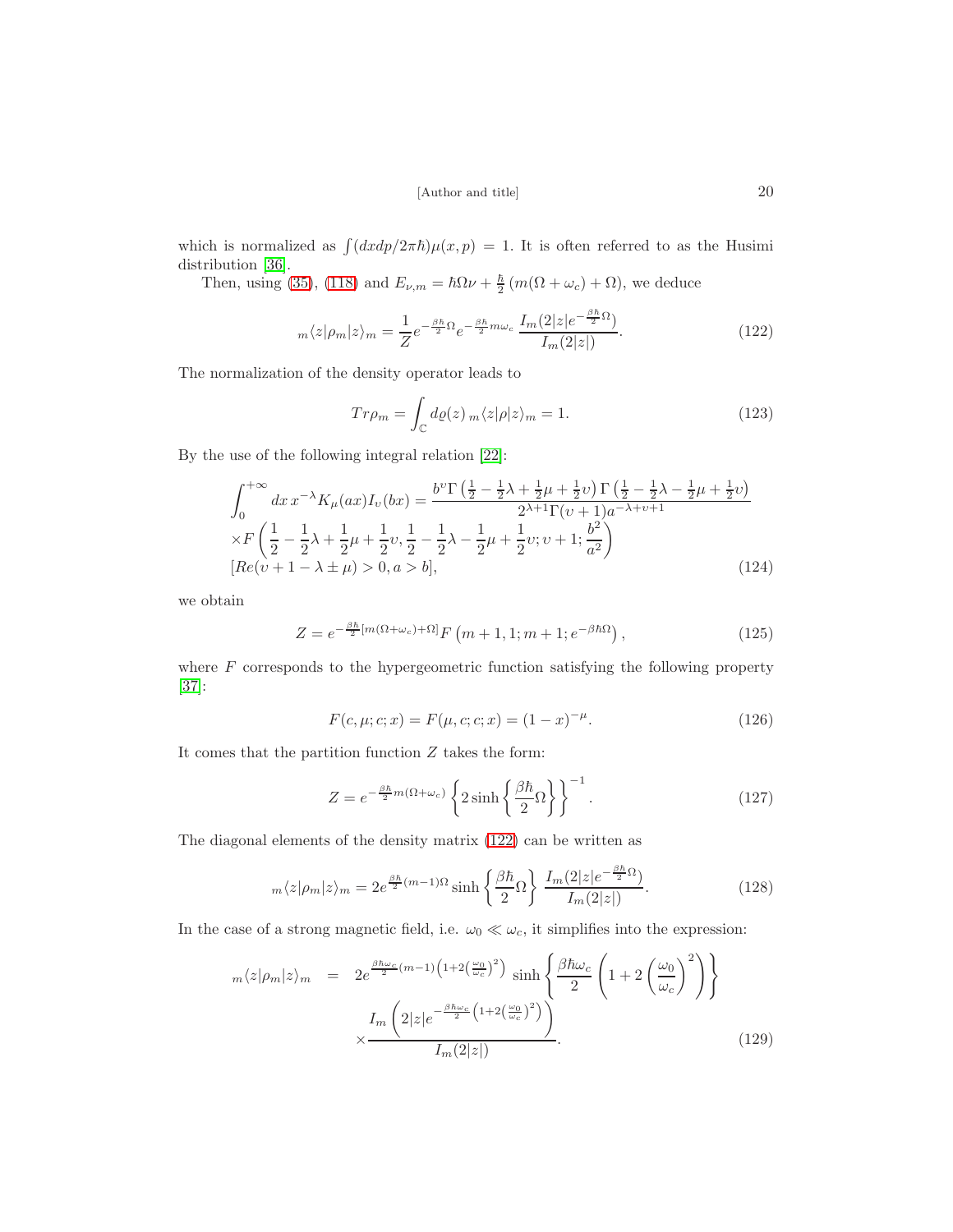which is normalized as $\int (dxdp/2\pi\hbar)\mu(x,p) = 1$. It is often referred to as the Husimi distribution [36].

Then, using (35), (118) and $E_{\nu,m} = \hbar\Omega\nu + \frac{\hbar}{2}\left(m(\Omega+\omega_c)+\Omega\right)$, we deduce

$$
{}_m\langle z|\rho_m|z\rangle_m = \frac{1}{Z} e^{-\frac{\beta\hbar}{2}\Omega} e^{-\frac{\beta\hbar}{2}m\omega_c} \, \frac{I_m(2|z|e^{-\frac{\beta\hbar}{2}\Omega})}{I_m(2|z|)}. \tag{122}
$$

The normalization of the density operator leads to

$$
Tr\rho_m = \int_{\mathbb{C}} d\varrho(z) \, {}_m\langle z|\rho|z\rangle_m = 1. \tag{123}
$$

By the use of the following integral relation [22]:

$$
\begin{aligned}
&\int_0^{+\infty} dx\, x^{-\lambda} K_\mu(ax) I_\upsilon(bx) = \frac{b^\upsilon \Gamma\left(\frac{1}{2}-\frac{1}{2}\lambda+\frac{1}{2}\mu+\frac{1}{2}\upsilon\right)\Gamma\left(\frac{1}{2}-\frac{1}{2}\lambda-\frac{1}{2}\mu+\frac{1}{2}\upsilon\right)}{2^{\lambda+1}\Gamma(\upsilon+1)a^{-\lambda+\upsilon+1}} \\
&\times F\left(\frac{1}{2}-\frac{1}{2}\lambda+\frac{1}{2}\mu+\frac{1}{2}\upsilon, \frac{1}{2}-\frac{1}{2}\lambda-\frac{1}{2}\mu+\frac{1}{2}\upsilon; \upsilon+1; \frac{b^2}{a^2}\right) \\
&[Re(\upsilon+1-\lambda\pm\mu)>0, a>b],
\end{aligned} \tag{124}
$$

we obtain

$$
Z = e^{-\frac{\beta\hbar}{2}[m(\Omega+\omega_c)+\Omega]} F\left(m+1, 1; m+1; e^{-\beta\hbar\Omega}\right), \tag{125}
$$

where $F$ corresponds to the hypergeometric function satisfying the following property [37]:

$$
F(c,\mu;c;x) = F(\mu,c;c;x) = (1-x)^{-\mu}. \tag{126}
$$

It comes that the partition function $Z$ takes the form:

$$
Z = e^{-\frac{\beta\hbar}{2}m(\Omega+\omega_c)} \left\{ 2\sinh\left\{\frac{\beta\hbar}{2}\Omega\right\}\right\}^{-1}. \tag{127}
$$

The diagonal elements of the density matrix (122) can be written as

$$
{}_m\langle z|\rho_m|z\rangle_m = 2e^{\frac{\beta\hbar}{2}(m-1)\Omega} \sinh\left\{\frac{\beta\hbar}{2}\Omega\right\} \frac{I_m(2|z|e^{-\frac{\beta\hbar}{2}\Omega})}{I_m(2|z|)}. \tag{128}
$$

In the case of a strong magnetic field, i.e. $\omega_0 \ll \omega_c$, it simplifies into the expression:

$$
\begin{aligned}
{}_m\langle z|\rho_m|z\rangle_m &= 2e^{\frac{\beta\hbar\omega_c}{2}(m-1)\left(1+2\left(\frac{\omega_0}{\omega_c}\right)^2\right)} \sinh\left\{\frac{\beta\hbar\omega_c}{2}\left(1+2\left(\frac{\omega_0}{\omega_c}\right)^2\right)\right\} \\
&\quad \times \frac{I_m\left(2|z|e^{-\frac{\beta\hbar\omega_c}{2}\left(1+2\left(\frac{\omega_0}{\omega_c}\right)^2\right)}\right)}{I_m(2|z|)}.
\end{aligned} \tag{129}
$$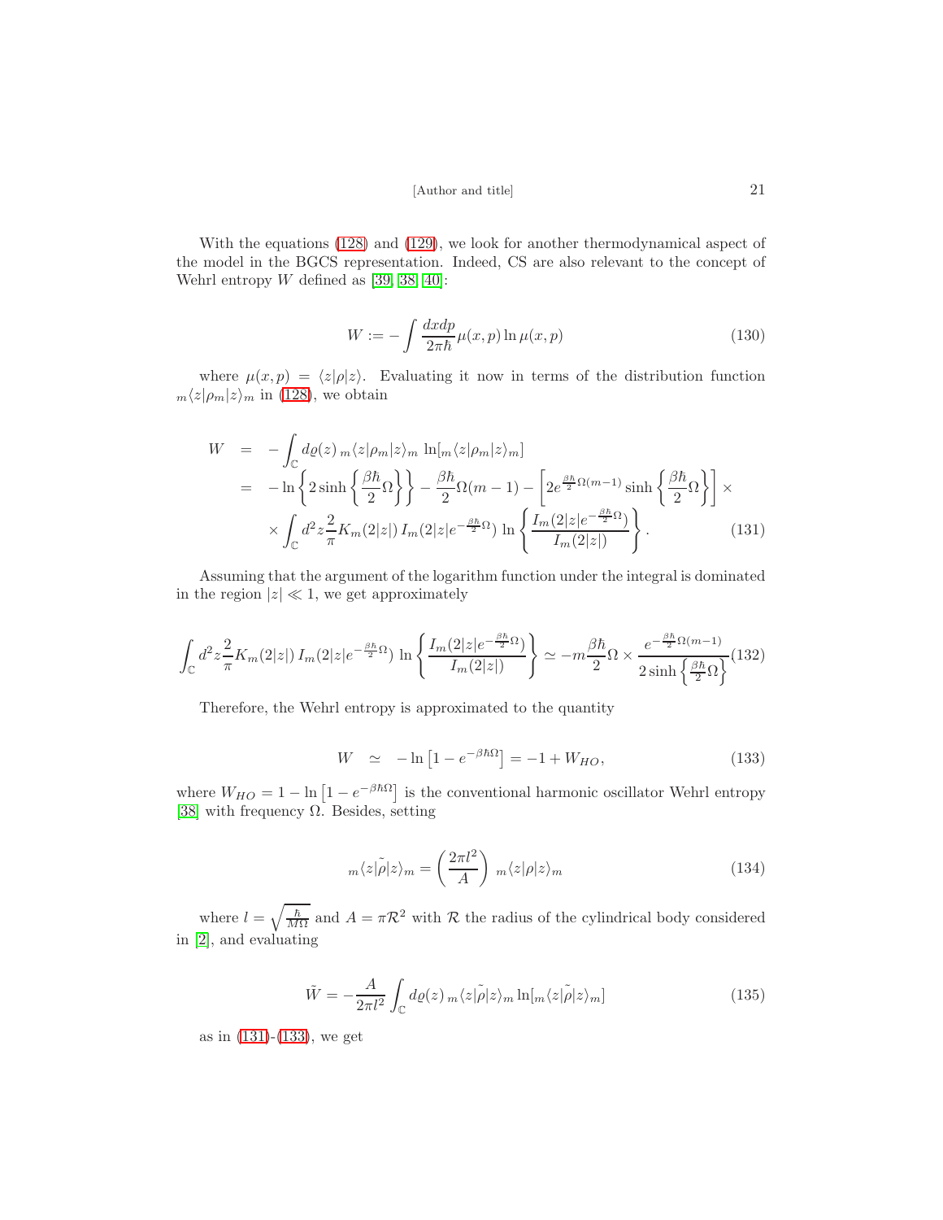With the equations (128) and (129), we look for another thermodynamical aspect of the model in the BGCS representation. Indeed, CS are also relevant to the concept of Wehrl entropy $W$ defined as [39, 38, 40]:

$$W := -\int \frac{dxdp}{2\pi\hbar}\mu(x,p)\ln\mu(x,p) \tag{130}$$

where $\mu(x,p) = \langle z|\rho|z\rangle$. Evaluating it now in terms of the distribution function ${}_m\langle z|\rho_m|z\rangle_m$ in (128), we obtain

$$\begin{aligned}
W &= -\int_{\mathbb{C}} d\varrho(z)\, {}_m\langle z|\rho_m|z\rangle_m \, \ln[{}_m\langle z|\rho_m|z\rangle_m] \\
&= -\ln\left\{2\sinh\left\{\frac{\beta\hbar}{2}\Omega\right\}\right\} - \frac{\beta\hbar}{2}\Omega(m-1) - \left[2e^{\frac{\beta\hbar}{2}\Omega(m-1)}\sinh\left\{\frac{\beta\hbar}{2}\Omega\right\}\right]\times \\
&\quad\times\int_{\mathbb{C}} d^2z\frac{2}{\pi}K_m(2|z|)\, I_m(2|z|e^{-\frac{\beta\hbar}{2}\Omega})\, \ln\left\{\frac{I_m(2|z|e^{-\frac{\beta\hbar}{2}\Omega})}{I_m(2|z|)}\right\}.
\end{aligned} \tag{131}$$

Assuming that the argument of the logarithm function under the integral is dominated in the region $|z| \ll 1$, we get approximately

$$\int_{\mathbb{C}} d^2z\frac{2}{\pi}K_m(2|z|)\, I_m(2|z|e^{-\frac{\beta\hbar}{2}\Omega})\, \ln\left\{\frac{I_m(2|z|e^{-\frac{\beta\hbar}{2}\Omega})}{I_m(2|z|)}\right\} \simeq -m\frac{\beta\hbar}{2}\Omega \times \frac{e^{-\frac{\beta\hbar}{2}\Omega(m-1)}}{2\sinh\left\{\frac{\beta\hbar}{2}\Omega\right\}} \tag{132}$$

Therefore, the Wehrl entropy is approximated to the quantity

$$W \simeq -\ln\left[1 - e^{-\beta\hbar\Omega}\right] = -1 + W_{HO}, \tag{133}$$

where $W_{HO} = 1 - \ln\left[1 - e^{-\beta\hbar\Omega}\right]$ is the conventional harmonic oscillator Wehrl entropy [38] with frequency $\Omega$. Besides, setting

$${}_m\langle z|\tilde{\rho}|z\rangle_m = \left(\frac{2\pi l^2}{A}\right)\, {}_m\langle z|\rho|z\rangle_m \tag{134}$$

where $l = \sqrt{\frac{\hbar}{M\Omega}}$ and $A = \pi\mathcal{R}^2$ with $\mathcal{R}$ the radius of the cylindrical body considered in [2], and evaluating

$$\tilde{W} = -\frac{A}{2\pi l^2}\int_{\mathbb{C}} d\varrho(z)\, {}_m\langle z|\tilde{\rho}|z\rangle_m \ln[{}_m\langle z|\tilde{\rho}|z\rangle_m] \tag{135}$$

as in (131)-(133), we get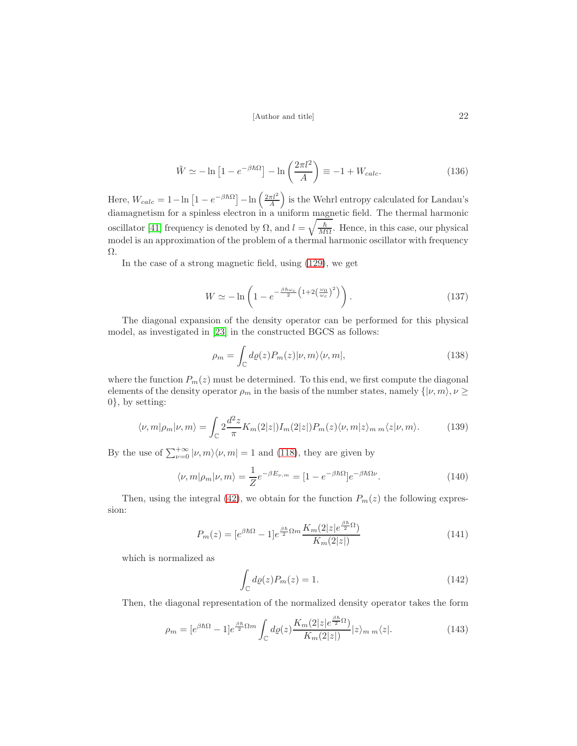$$\tilde{W} \simeq -\ln\left[1 - e^{-\beta\hbar\Omega}\right] - \ln\left(\frac{2\pi l^2}{A}\right) \equiv -1 + W_{calc}. \tag{136}$$

Here, $W_{calc} = 1 - \ln\left[1 - e^{-\beta\hbar\Omega}\right] - \ln\left(\frac{2\pi l^2}{A}\right)$ is the Wehrl entropy calculated for Landau's diamagnetism for a spinless electron in a uniform magnetic field. The thermal harmonic oscillator [41] frequency is denoted by $\Omega$, and $l = \sqrt{\frac{\hbar}{M\Omega}}$. Hence, in this case, our physical model is an approximation of the problem of a thermal harmonic oscillator with frequency $\Omega$.

In the case of a strong magnetic field, using (129), we get

$$W \simeq -\ln\left(1 - e^{-\frac{\beta\hbar\omega_c}{2}\left(1+2\left(\frac{\omega_0}{\omega_c}\right)^2\right)}\right). \tag{137}$$

The diagonal expansion of the density operator can be performed for this physical model, as investigated in [23] in the constructed BGCS as follows:

$$\rho_m = \int_{\mathbb{C}} d\varrho(z) P_m(z) |\nu, m\rangle\langle\nu, m|, \tag{138}$$

where the function $P_m(z)$ must be determined. To this end, we first compute the diagonal elements of the density operator $\rho_m$ in the basis of the number states, namely $\{|\nu, m\rangle, \nu \geq 0\}$, by setting:

$$\langle\nu, m|\rho_m|\nu, m\rangle = \int_{\mathbb{C}} 2\frac{d^2z}{\pi} K_m(2|z|) I_m(2|z|) P_m(z) \langle\nu, m|z\rangle_{m\ m}\langle z|\nu, m\rangle. \tag{139}$$

By the use of $\sum_{\nu=0}^{+\infty} |\nu, m\rangle\langle\nu, m| = 1$ and (118), they are given by

$$\langle\nu, m|\rho_m|\nu, m\rangle = \frac{1}{Z} e^{-\beta E_{\nu,m}} = [1 - e^{-\beta\hbar\Omega}] e^{-\beta\hbar\Omega\nu}. \tag{140}$$

Then, using the integral (42), we obtain for the function $P_m(z)$ the following expression:

$$P_m(z) = [e^{\beta\hbar\Omega} - 1] e^{\frac{\beta\hbar}{2}\Omega m} \frac{K_m(2|z| e^{\frac{\beta\hbar}{2}\Omega})}{K_m(2|z|)} \tag{141}$$

which is normalized as

$$\int_{\mathbb{C}} d\varrho(z) P_m(z) = 1. \tag{142}$$

Then, the diagonal representation of the normalized density operator takes the form

$$\rho_m = [e^{\beta\hbar\Omega} - 1] e^{\frac{\beta\hbar}{2}\Omega m} \int_{\mathbb{C}} d\varrho(z) \frac{K_m(2|z| e^{\frac{\beta\hbar}{2}\Omega})}{K_m(2|z|)} |z\rangle_{m\ m}\langle z|. \tag{143}$$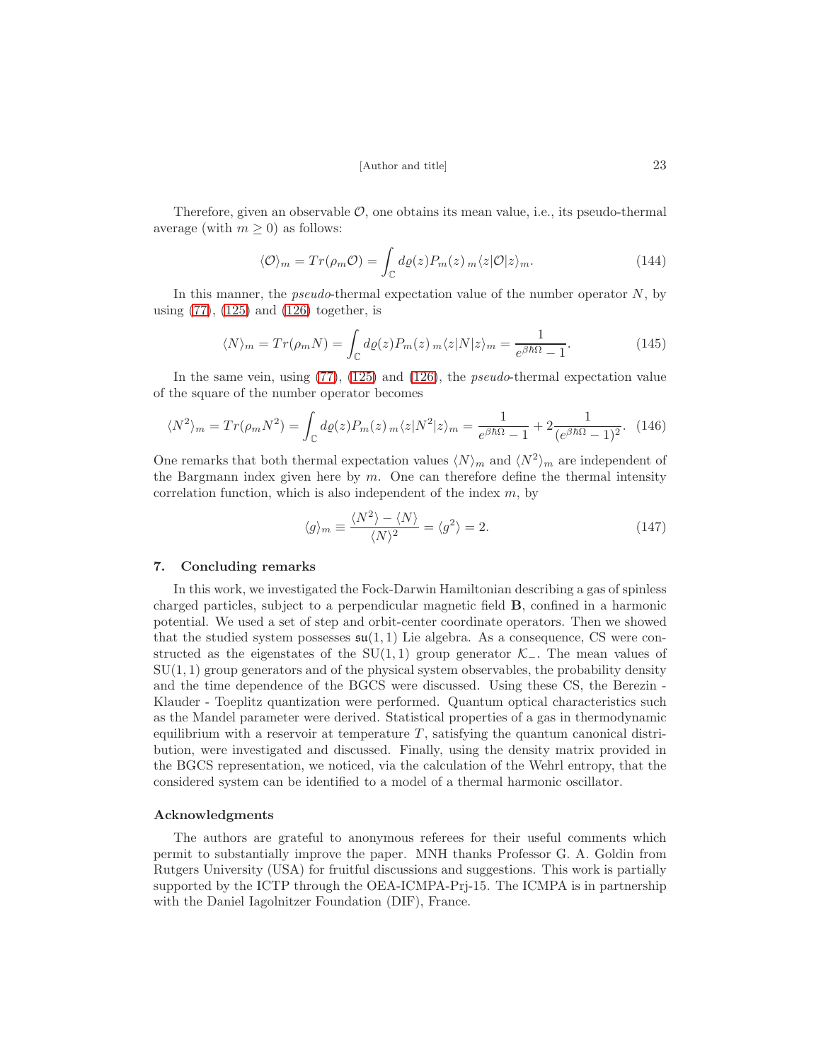Therefore, given an observable $\mathcal{O}$, one obtains its mean value, i.e., its pseudo-thermal average (with $m \geq 0$) as follows:

$$\langle \mathcal{O} \rangle_m = Tr(\rho_m \mathcal{O}) = \int_{\mathbb{C}} d\varrho(z) P_m(z)\, {}_m\langle z|\mathcal{O}|z\rangle_m. \tag{144}$$

In this manner, the *pseudo*-thermal expectation value of the number operator $N$, by using (77), (125) and (126) together, is

$$\langle N \rangle_m = Tr(\rho_m N) = \int_{\mathbb{C}} d\varrho(z) P_m(z)\, {}_m\langle z|N|z\rangle_m = \frac{1}{e^{\beta\hbar\Omega} - 1}. \tag{145}$$

In the same vein, using (77), (125) and (126), the *pseudo*-thermal expectation value of the square of the number operator becomes

$$\langle N^2 \rangle_m = Tr(\rho_m N^2) = \int_{\mathbb{C}} d\varrho(z) P_m(z)\, {}_m\langle z|N^2|z\rangle_m = \frac{1}{e^{\beta\hbar\Omega} - 1} + 2\frac{1}{(e^{\beta\hbar\Omega} - 1)^2}. \tag{146}$$

One remarks that both thermal expectation values $\langle N \rangle_m$ and $\langle N^2 \rangle_m$ are independent of the Bargmann index given here by $m$. One can therefore define the thermal intensity correlation function, which is also independent of the index $m$, by

$$\langle g \rangle_m \equiv \frac{\langle N^2 \rangle - \langle N \rangle}{\langle N \rangle^2} = \langle g^2 \rangle = 2. \tag{147}$$

## 7. Concluding remarks

In this work, we investigated the Fock-Darwin Hamiltonian describing a gas of spinless charged particles, subject to a perpendicular magnetic field $\mathbf{B}$, confined in a harmonic potential. We used a set of step and orbit-center coordinate operators. Then we showed that the studied system possesses $\mathfrak{su}(1,1)$ Lie algebra. As a consequence, CS were constructed as the eigenstates of the $\mathrm{SU}(1,1)$ group generator $\mathcal{K}_-$. The mean values of $\mathrm{SU}(1,1)$ group generators and of the physical system observables, the probability density and the time dependence of the BGCS were discussed. Using these CS, the Berezin - Klauder - Toeplitz quantization were performed. Quantum optical characteristics such as the Mandel parameter were derived. Statistical properties of a gas in thermodynamic equilibrium with a reservoir at temperature $T$, satisfying the quantum canonical distribution, were investigated and discussed. Finally, using the density matrix provided in the BGCS representation, we noticed, via the calculation of the Wehrl entropy, that the considered system can be identified to a model of a thermal harmonic oscillator.

### Acknowledgments

The authors are grateful to anonymous referees for their useful comments which permit to substantially improve the paper. MNH thanks Professor G. A. Goldin from Rutgers University (USA) for fruitful discussions and suggestions. This work is partially supported by the ICTP through the OEA-ICMPA-Prj-15. The ICMPA is in partnership with the Daniel Iagolnitzer Foundation (DIF), France.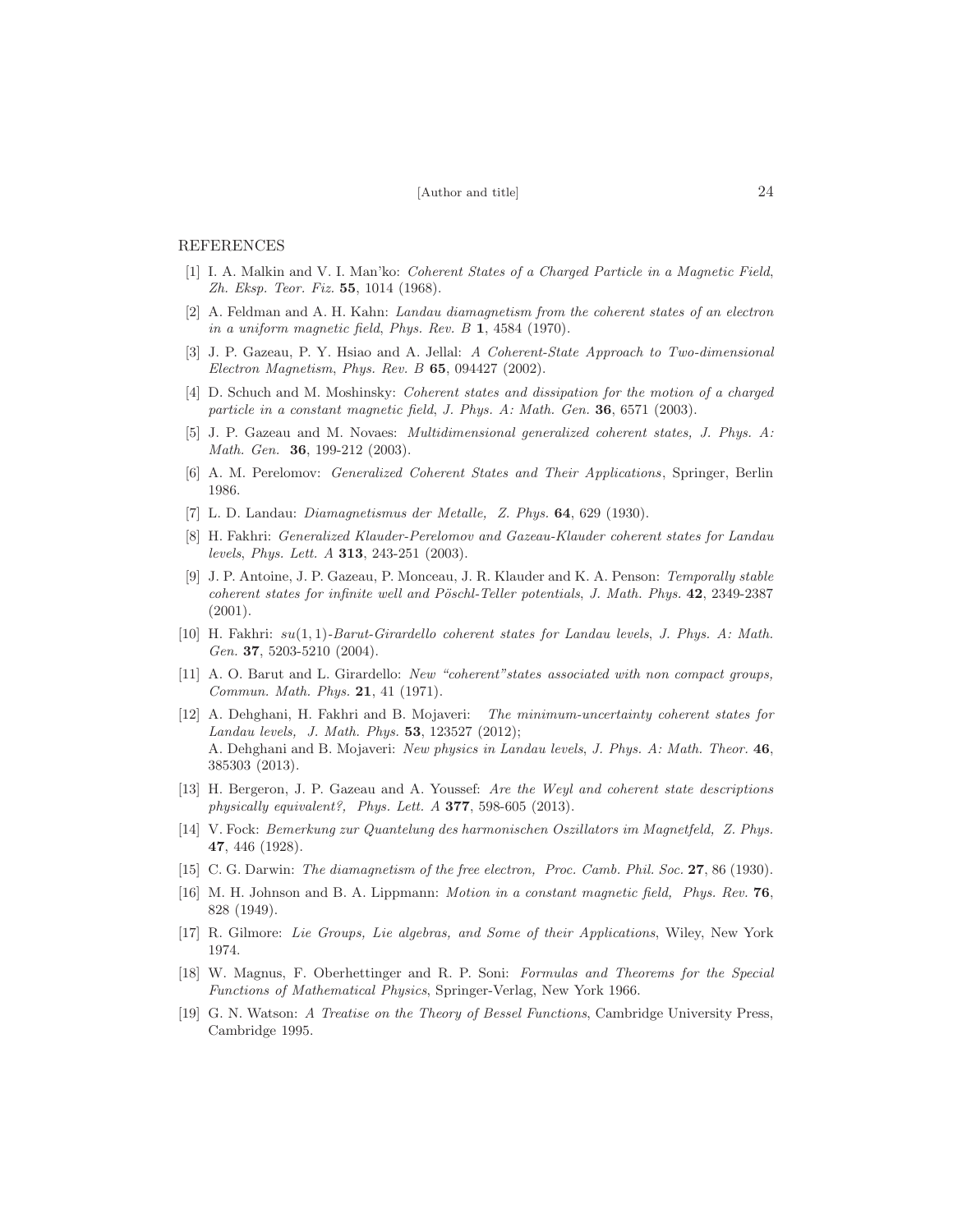## REFERENCES

[1] I. A. Malkin and V. I. Man'ko: *Coherent States of a Charged Particle in a Magnetic Field*, *Zh. Eksp. Teor. Fiz.* **55**, 1014 (1968).

[2] A. Feldman and A. H. Kahn: *Landau diamagnetism from the coherent states of an electron in a uniform magnetic field*, *Phys. Rev. B* **1**, 4584 (1970).

[3] J. P. Gazeau, P. Y. Hsiao and A. Jellal: *A Coherent-State Approach to Two-dimensional Electron Magnetism*, *Phys. Rev. B* **65**, 094427 (2002).

[4] D. Schuch and M. Moshinsky: *Coherent states and dissipation for the motion of a charged particle in a constant magnetic field*, *J. Phys. A: Math. Gen.* **36**, 6571 (2003).

[5] J. P. Gazeau and M. Novaes: *Multidimensional generalized coherent states*, *J. Phys. A: Math. Gen.* **36**, 199-212 (2003).

[6] A. M. Perelomov: *Generalized Coherent States and Their Applications*, Springer, Berlin 1986.

[7] L. D. Landau: *Diamagnetismus der Metalle*, *Z. Phys.* **64**, 629 (1930).

[8] H. Fakhri: *Generalized Klauder-Perelomov and Gazeau-Klauder coherent states for Landau levels*, *Phys. Lett. A* **313**, 243-251 (2003).

[9] J. P. Antoine, J. P. Gazeau, P. Monceau, J. R. Klauder and K. A. Penson: *Temporally stable coherent states for infinite well and Pöschl-Teller potentials*, *J. Math. Phys.* **42**, 2349-2387 (2001).

[10] H. Fakhri: *$su(1,1)$-Barut-Girardello coherent states for Landau levels*, *J. Phys. A: Math. Gen.* **37**, 5203-5210 (2004).

[11] A. O. Barut and L. Girardello: *New "coherent"states associated with non compact groups*, *Commun. Math. Phys.* **21**, 41 (1971).

[12] A. Dehghani, H. Fakhri and B. Mojaveri: *The minimum-uncertainty coherent states for Landau levels*, *J. Math. Phys.* **53**, 123527 (2012);
A. Dehghani and B. Mojaveri: *New physics in Landau levels*, *J. Phys. A: Math. Theor.* **46**, 385303 (2013).

[13] H. Bergeron, J. P. Gazeau and A. Youssef: *Are the Weyl and coherent state descriptions physically equivalent?*, *Phys. Lett. A* **377**, 598-605 (2013).

[14] V. Fock: *Bemerkung zur Quantelung des harmonischen Oszillators im Magnetfeld*, *Z. Phys.* **47**, 446 (1928).

[15] C. G. Darwin: *The diamagnetism of the free electron*, *Proc. Camb. Phil. Soc.* **27**, 86 (1930).

[16] M. H. Johnson and B. A. Lippmann: *Motion in a constant magnetic field*, *Phys. Rev.* **76**, 828 (1949).

[17] R. Gilmore: *Lie Groups, Lie algebras, and Some of their Applications*, Wiley, New York 1974.

[18] W. Magnus, F. Oberhettinger and R. P. Soni: *Formulas and Theorems for the Special Functions of Mathematical Physics*, Springer-Verlag, New York 1966.

[19] G. N. Watson: *A Treatise on the Theory of Bessel Functions*, Cambridge University Press, Cambridge 1995.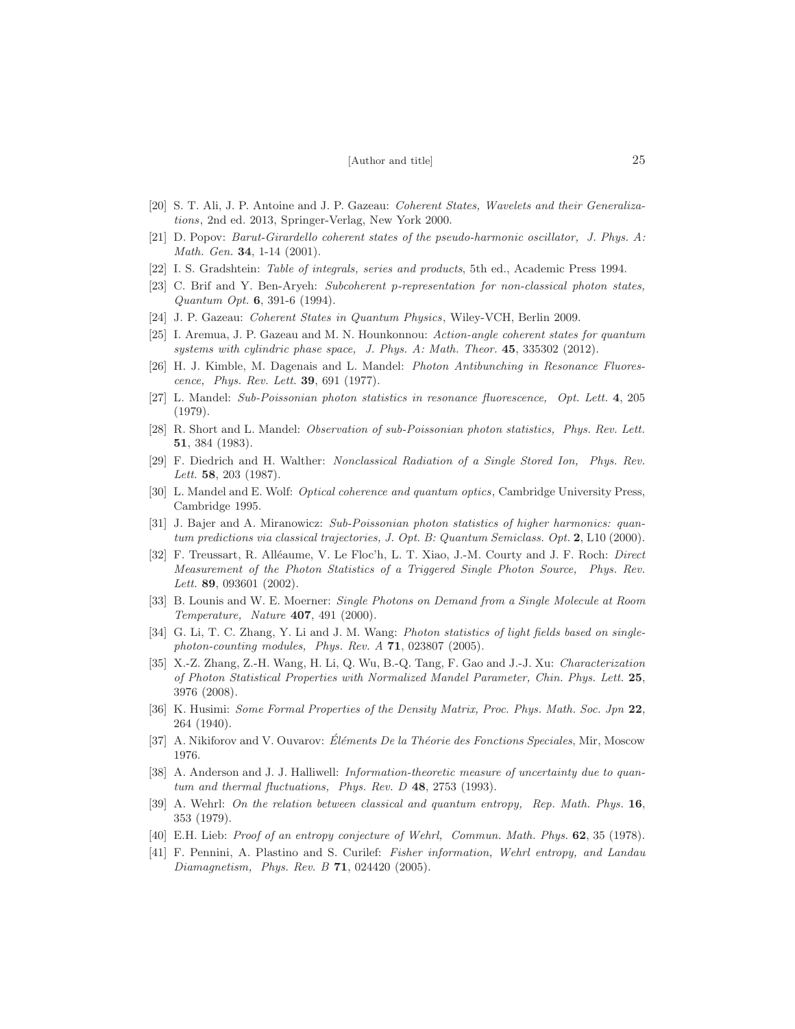[20] S. T. Ali, J. P. Antoine and J. P. Gazeau: *Coherent States, Wavelets and their Generalizations*, 2nd ed. 2013, Springer-Verlag, New York 2000.

[21] D. Popov: *Barut-Girardello coherent states of the pseudo-harmonic oscillator, J. Phys. A: Math. Gen.* **34**, 1-14 (2001).

[22] I. S. Gradshtein: *Table of integrals, series and products*, 5th ed., Academic Press 1994.

[23] C. Brif and Y. Ben-Aryeh: *Subcoherent p-representation for non-classical photon states, Quantum Opt.* **6**, 391-6 (1994).

[24] J. P. Gazeau: *Coherent States in Quantum Physics*, Wiley-VCH, Berlin 2009.

[25] I. Aremua, J. P. Gazeau and M. N. Hounkonnou: *Action-angle coherent states for quantum systems with cylindric phase space, J. Phys. A: Math. Theor.* **45**, 335302 (2012).

[26] H. J. Kimble, M. Dagenais and L. Mandel: *Photon Antibunching in Resonance Fluorescence, Phys. Rev. Lett.* **39**, 691 (1977).

[27] L. Mandel: *Sub-Poissonian photon statistics in resonance fluorescence, Opt. Lett.* **4**, 205 (1979).

[28] R. Short and L. Mandel: *Observation of sub-Poissonian photon statistics, Phys. Rev. Lett.* **51**, 384 (1983).

[29] F. Diedrich and H. Walther: *Nonclassical Radiation of a Single Stored Ion, Phys. Rev. Lett.* **58**, 203 (1987).

[30] L. Mandel and E. Wolf: *Optical coherence and quantum optics*, Cambridge University Press, Cambridge 1995.

[31] J. Bajer and A. Miranowicz: *Sub-Poissonian photon statistics of higher harmonics: quantum predictions via classical trajectories, J. Opt. B: Quantum Semiclass. Opt.* **2**, L10 (2000).

[32] F. Treussart, R. Alléaume, V. Le Floc'h, L. T. Xiao, J.-M. Courty and J. F. Roch: *Direct Measurement of the Photon Statistics of a Triggered Single Photon Source, Phys. Rev. Lett.* **89**, 093601 (2002).

[33] B. Lounis and W. E. Moerner: *Single Photons on Demand from a Single Molecule at Room Temperature, Nature* **407**, 491 (2000).

[34] G. Li, T. C. Zhang, Y. Li and J. M. Wang: *Photon statistics of light fields based on single-photon-counting modules, Phys. Rev. A* **71**, 023807 (2005).

[35] X.-Z. Zhang, Z.-H. Wang, H. Li, Q. Wu, B.-Q. Tang, F. Gao and J.-J. Xu: *Characterization of Photon Statistical Properties with Normalized Mandel Parameter, Chin. Phys. Lett.* **25**, 3976 (2008).

[36] K. Husimi: *Some Formal Properties of the Density Matrix, Proc. Phys. Math. Soc. Jpn* **22**, 264 (1940).

[37] A. Nikiforov and V. Ouvarov: *Éléments De la Théorie des Fonctions Speciales*, Mir, Moscow 1976.

[38] A. Anderson and J. J. Halliwell: *Information-theoretic measure of uncertainty due to quantum and thermal fluctuations, Phys. Rev. D* **48**, 2753 (1993).

[39] A. Wehrl: *On the relation between classical and quantum entropy, Rep. Math. Phys.* **16**, 353 (1979).

[40] E.H. Lieb: *Proof of an entropy conjecture of Wehrl, Commun. Math. Phys.* **62**, 35 (1978).

[41] F. Pennini, A. Plastino and S. Curilef: *Fisher information, Wehrl entropy, and Landau Diamagnetism, Phys. Rev. B* **71**, 024420 (2005).